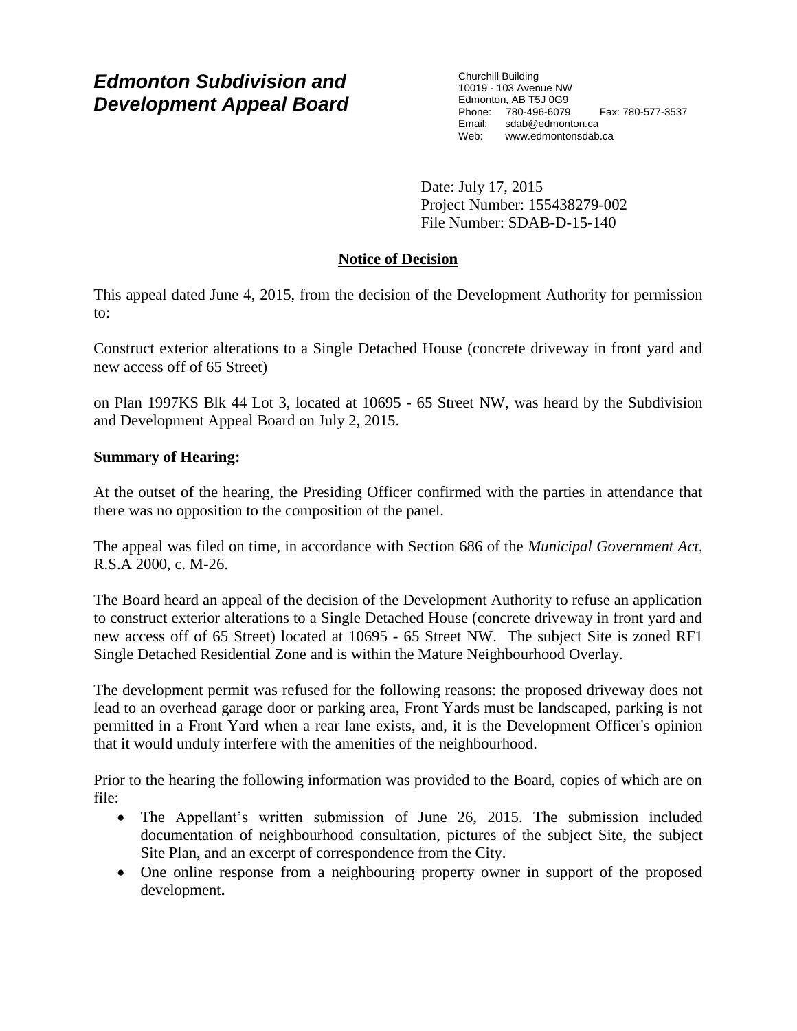# *Edmonton Subdivision and Development Appeal Board*

Churchill Building
10019 - 103 Avenue NW
Edmonton, AB T5J 0G9
Phone: 780-496-6079 Fax: 780-577-3537
Email: sdab@edmonton.ca
Web: www.edmontonsdab.ca

Date: July 17, 2015
Project Number: 155438279-002
File Number: SDAB-D-15-140

## Notice of Decision

This appeal dated June 4, 2015, from the decision of the Development Authority for permission to:

Construct exterior alterations to a Single Detached House (concrete driveway in front yard and new access off of 65 Street)

on Plan 1997KS Blk 44 Lot 3, located at 10695 - 65 Street NW, was heard by the Subdivision and Development Appeal Board on July 2, 2015.

**Summary of Hearing:**

At the outset of the hearing, the Presiding Officer confirmed with the parties in attendance that there was no opposition to the composition of the panel.

The appeal was filed on time, in accordance with Section 686 of the *Municipal Government Act*, R.S.A 2000, c. M-26.

The Board heard an appeal of the decision of the Development Authority to refuse an application to construct exterior alterations to a Single Detached House (concrete driveway in front yard and new access off of 65 Street) located at 10695 - 65 Street NW. The subject Site is zoned RF1 Single Detached Residential Zone and is within the Mature Neighbourhood Overlay.

The development permit was refused for the following reasons: the proposed driveway does not lead to an overhead garage door or parking area, Front Yards must be landscaped, parking is not permitted in a Front Yard when a rear lane exists, and, it is the Development Officer's opinion that it would unduly interfere with the amenities of the neighbourhood.

Prior to the hearing the following information was provided to the Board, copies of which are on file:

- The Appellant's written submission of June 26, 2015. The submission included documentation of neighbourhood consultation, pictures of the subject Site, the subject Site Plan, and an excerpt of correspondence from the City.
- One online response from a neighbouring property owner in support of the proposed development**.**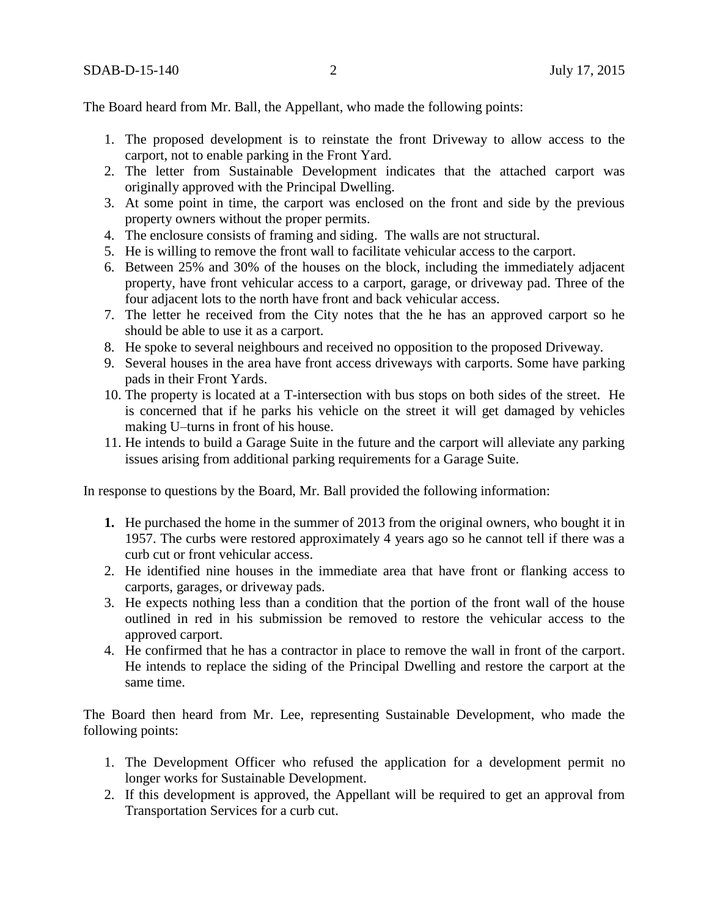The Board heard from Mr. Ball, the Appellant, who made the following points:

1. The proposed development is to reinstate the front Driveway to allow access to the carport, not to enable parking in the Front Yard.
2. The letter from Sustainable Development indicates that the attached carport was originally approved with the Principal Dwelling.
3. At some point in time, the carport was enclosed on the front and side by the previous property owners without the proper permits.
4. The enclosure consists of framing and siding. The walls are not structural.
5. He is willing to remove the front wall to facilitate vehicular access to the carport.
6. Between 25% and 30% of the houses on the block, including the immediately adjacent property, have front vehicular access to a carport, garage, or driveway pad. Three of the four adjacent lots to the north have front and back vehicular access.
7. The letter he received from the City notes that the he has an approved carport so he should be able to use it as a carport.
8. He spoke to several neighbours and received no opposition to the proposed Driveway.
9. Several houses in the area have front access driveways with carports. Some have parking pads in their Front Yards.
10. The property is located at a T-intersection with bus stops on both sides of the street. He is concerned that if he parks his vehicle on the street it will get damaged by vehicles making U–turns in front of his house.
11. He intends to build a Garage Suite in the future and the carport will alleviate any parking issues arising from additional parking requirements for a Garage Suite.

In response to questions by the Board, Mr. Ball provided the following information:

1. He purchased the home in the summer of 2013 from the original owners, who bought it in 1957. The curbs were restored approximately 4 years ago so he cannot tell if there was a curb cut or front vehicular access.
2. He identified nine houses in the immediate area that have front or flanking access to carports, garages, or driveway pads.
3. He expects nothing less than a condition that the portion of the front wall of the house outlined in red in his submission be removed to restore the vehicular access to the approved carport.
4. He confirmed that he has a contractor in place to remove the wall in front of the carport. He intends to replace the siding of the Principal Dwelling and restore the carport at the same time.

The Board then heard from Mr. Lee, representing Sustainable Development, who made the following points:

1. The Development Officer who refused the application for a development permit no longer works for Sustainable Development.
2. If this development is approved, the Appellant will be required to get an approval from Transportation Services for a curb cut.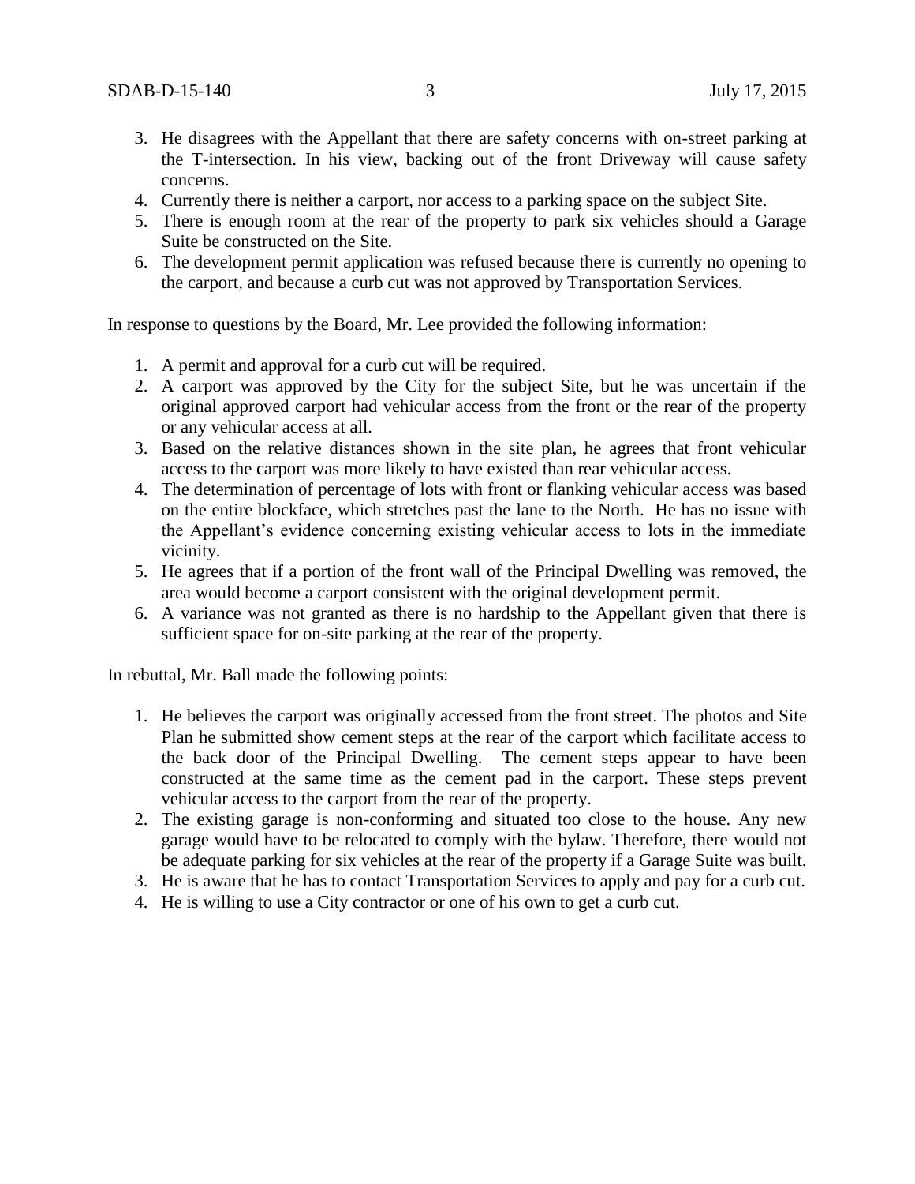3. He disagrees with the Appellant that there are safety concerns with on-street parking at the T-intersection. In his view, backing out of the front Driveway will cause safety concerns.
4. Currently there is neither a carport, nor access to a parking space on the subject Site.
5. There is enough room at the rear of the property to park six vehicles should a Garage Suite be constructed on the Site.
6. The development permit application was refused because there is currently no opening to the carport, and because a curb cut was not approved by Transportation Services.

In response to questions by the Board, Mr. Lee provided the following information:

1. A permit and approval for a curb cut will be required.
2. A carport was approved by the City for the subject Site, but he was uncertain if the original approved carport had vehicular access from the front or the rear of the property or any vehicular access at all.
3. Based on the relative distances shown in the site plan, he agrees that front vehicular access to the carport was more likely to have existed than rear vehicular access.
4. The determination of percentage of lots with front or flanking vehicular access was based on the entire blockface, which stretches past the lane to the North. He has no issue with the Appellant's evidence concerning existing vehicular access to lots in the immediate vicinity.
5. He agrees that if a portion of the front wall of the Principal Dwelling was removed, the area would become a carport consistent with the original development permit.
6. A variance was not granted as there is no hardship to the Appellant given that there is sufficient space for on-site parking at the rear of the property.

In rebuttal, Mr. Ball made the following points:

1. He believes the carport was originally accessed from the front street. The photos and Site Plan he submitted show cement steps at the rear of the carport which facilitate access to the back door of the Principal Dwelling. The cement steps appear to have been constructed at the same time as the cement pad in the carport. These steps prevent vehicular access to the carport from the rear of the property.
2. The existing garage is non-conforming and situated too close to the house. Any new garage would have to be relocated to comply with the bylaw. Therefore, there would not be adequate parking for six vehicles at the rear of the property if a Garage Suite was built.
3. He is aware that he has to contact Transportation Services to apply and pay for a curb cut.
4. He is willing to use a City contractor or one of his own to get a curb cut.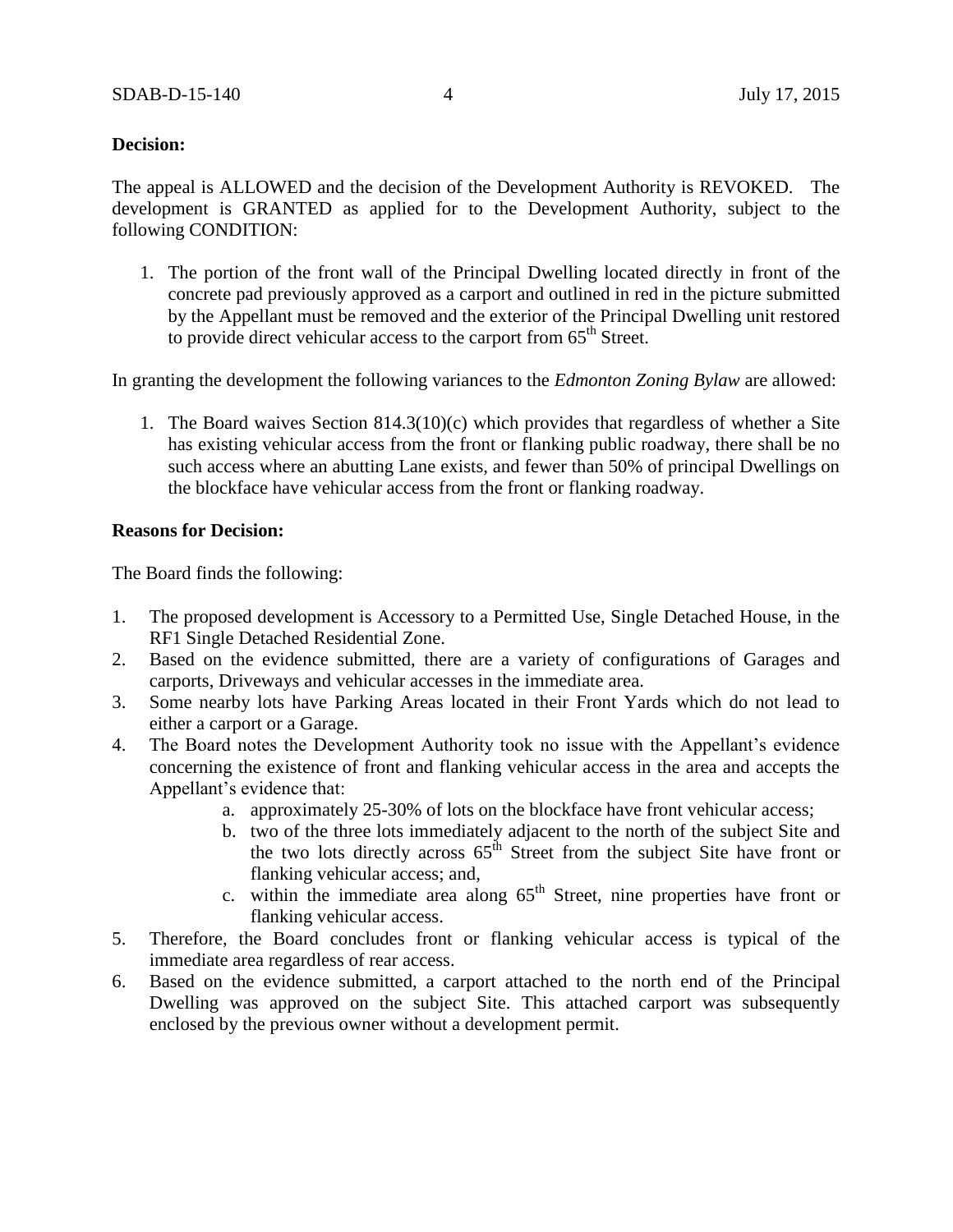**Decision:**

The appeal is ALLOWED and the decision of the Development Authority is REVOKED. The development is GRANTED as applied for to the Development Authority, subject to the following CONDITION:

1. The portion of the front wall of the Principal Dwelling located directly in front of the concrete pad previously approved as a carport and outlined in red in the picture submitted by the Appellant must be removed and the exterior of the Principal Dwelling unit restored to provide direct vehicular access to the carport from 65th Street.

In granting the development the following variances to the *Edmonton Zoning Bylaw* are allowed:

1. The Board waives Section 814.3(10)(c) which provides that regardless of whether a Site has existing vehicular access from the front or flanking public roadway, there shall be no such access where an abutting Lane exists, and fewer than 50% of principal Dwellings on the blockface have vehicular access from the front or flanking roadway.

**Reasons for Decision:**

The Board finds the following:

1. The proposed development is Accessory to a Permitted Use, Single Detached House, in the RF1 Single Detached Residential Zone.
2. Based on the evidence submitted, there are a variety of configurations of Garages and carports, Driveways and vehicular accesses in the immediate area.
3. Some nearby lots have Parking Areas located in their Front Yards which do not lead to either a carport or a Garage.
4. The Board notes the Development Authority took no issue with the Appellant's evidence concerning the existence of front and flanking vehicular access in the area and accepts the Appellant's evidence that:
   a. approximately 25-30% of lots on the blockface have front vehicular access;
   b. two of the three lots immediately adjacent to the north of the subject Site and the two lots directly across 65th Street from the subject Site have front or flanking vehicular access; and,
   c. within the immediate area along 65th Street, nine properties have front or flanking vehicular access.
5. Therefore, the Board concludes front or flanking vehicular access is typical of the immediate area regardless of rear access.
6. Based on the evidence submitted, a carport attached to the north end of the Principal Dwelling was approved on the subject Site. This attached carport was subsequently enclosed by the previous owner without a development permit.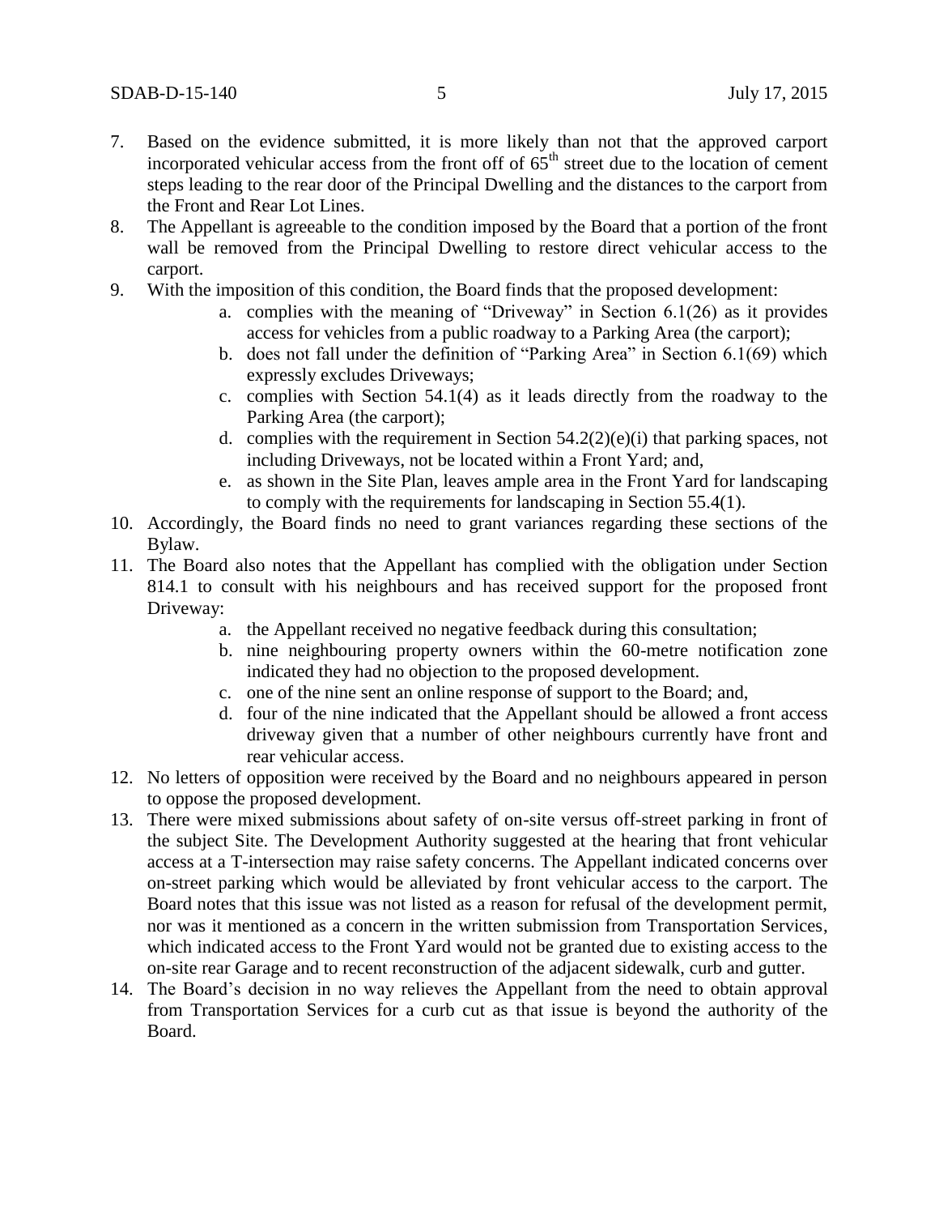7. Based on the evidence submitted, it is more likely than not that the approved carport incorporated vehicular access from the front off of 65th street due to the location of cement steps leading to the rear door of the Principal Dwelling and the distances to the carport from the Front and Rear Lot Lines.
8. The Appellant is agreeable to the condition imposed by the Board that a portion of the front wall be removed from the Principal Dwelling to restore direct vehicular access to the carport.
9. With the imposition of this condition, the Board finds that the proposed development:
   a. complies with the meaning of "Driveway" in Section 6.1(26) as it provides access for vehicles from a public roadway to a Parking Area (the carport);
   b. does not fall under the definition of "Parking Area" in Section 6.1(69) which expressly excludes Driveways;
   c. complies with Section 54.1(4) as it leads directly from the roadway to the Parking Area (the carport);
   d. complies with the requirement in Section 54.2(2)(e)(i) that parking spaces, not including Driveways, not be located within a Front Yard; and,
   e. as shown in the Site Plan, leaves ample area in the Front Yard for landscaping to comply with the requirements for landscaping in Section 55.4(1).
10. Accordingly, the Board finds no need to grant variances regarding these sections of the Bylaw.
11. The Board also notes that the Appellant has complied with the obligation under Section 814.1 to consult with his neighbours and has received support for the proposed front Driveway:
    a. the Appellant received no negative feedback during this consultation;
    b. nine neighbouring property owners within the 60-metre notification zone indicated they had no objection to the proposed development.
    c. one of the nine sent an online response of support to the Board; and,
    d. four of the nine indicated that the Appellant should be allowed a front access driveway given that a number of other neighbours currently have front and rear vehicular access.
12. No letters of opposition were received by the Board and no neighbours appeared in person to oppose the proposed development.
13. There were mixed submissions about safety of on-site versus off-street parking in front of the subject Site. The Development Authority suggested at the hearing that front vehicular access at a T-intersection may raise safety concerns. The Appellant indicated concerns over on-street parking which would be alleviated by front vehicular access to the carport. The Board notes that this issue was not listed as a reason for refusal of the development permit, nor was it mentioned as a concern in the written submission from Transportation Services, which indicated access to the Front Yard would not be granted due to existing access to the on-site rear Garage and to recent reconstruction of the adjacent sidewalk, curb and gutter.
14. The Board's decision in no way relieves the Appellant from the need to obtain approval from Transportation Services for a curb cut as that issue is beyond the authority of the Board.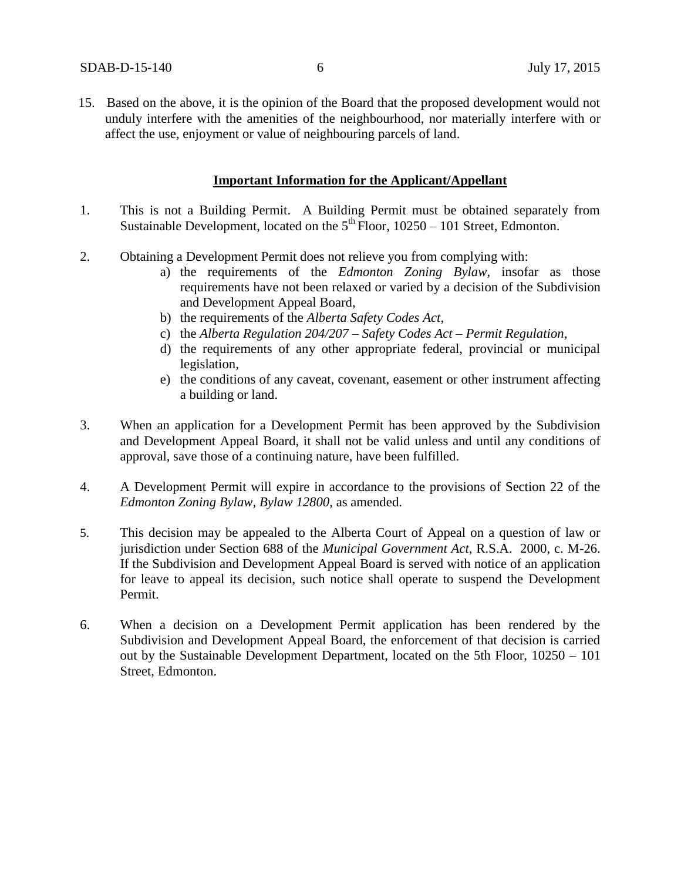15. Based on the above, it is the opinion of the Board that the proposed development would not unduly interfere with the amenities of the neighbourhood, nor materially interfere with or affect the use, enjoyment or value of neighbouring parcels of land.

**Important Information for the Applicant/Appellant**

1. This is not a Building Permit. A Building Permit must be obtained separately from Sustainable Development, located on the 5th Floor, 10250 – 101 Street, Edmonton.

2. Obtaining a Development Permit does not relieve you from complying with:
   a) the requirements of the *Edmonton Zoning Bylaw*, insofar as those requirements have not been relaxed or varied by a decision of the Subdivision and Development Appeal Board,
   b) the requirements of the *Alberta Safety Codes Act*,
   c) the *Alberta Regulation 204/207 – Safety Codes Act – Permit Regulation*,
   d) the requirements of any other appropriate federal, provincial or municipal legislation,
   e) the conditions of any caveat, covenant, easement or other instrument affecting a building or land.

3. When an application for a Development Permit has been approved by the Subdivision and Development Appeal Board, it shall not be valid unless and until any conditions of approval, save those of a continuing nature, have been fulfilled.

4. A Development Permit will expire in accordance to the provisions of Section 22 of the *Edmonton Zoning Bylaw, Bylaw 12800*, as amended.

5. This decision may be appealed to the Alberta Court of Appeal on a question of law or jurisdiction under Section 688 of the *Municipal Government Act*, R.S.A. 2000, c. M-26. If the Subdivision and Development Appeal Board is served with notice of an application for leave to appeal its decision, such notice shall operate to suspend the Development Permit.

6. When a decision on a Development Permit application has been rendered by the Subdivision and Development Appeal Board, the enforcement of that decision is carried out by the Sustainable Development Department, located on the 5th Floor, 10250 – 101 Street, Edmonton.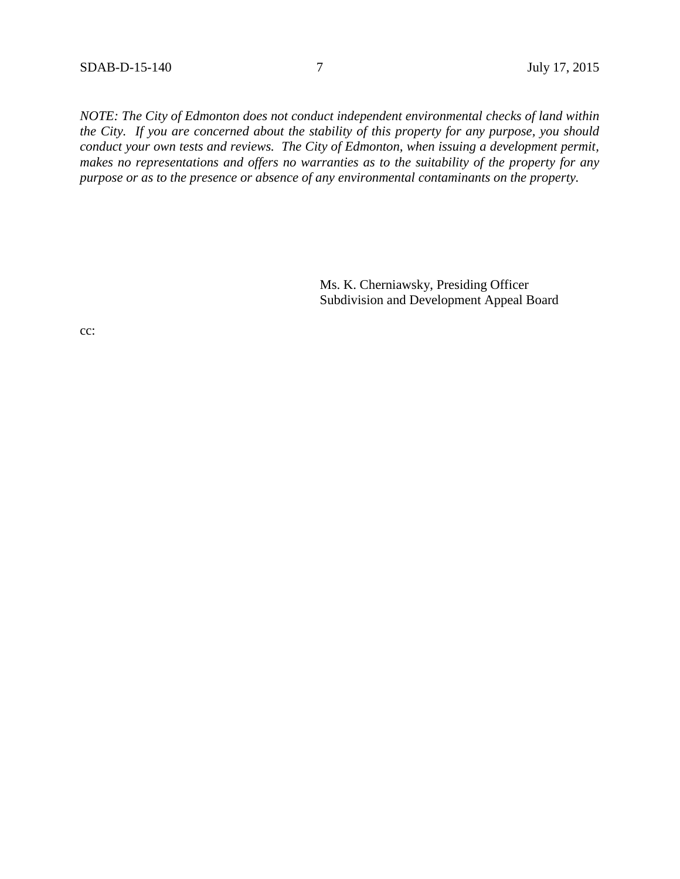*NOTE: The City of Edmonton does not conduct independent environmental checks of land within the City. If you are concerned about the stability of this property for any purpose, you should conduct your own tests and reviews. The City of Edmonton, when issuing a development permit, makes no representations and offers no warranties as to the suitability of the property for any purpose or as to the presence or absence of any environmental contaminants on the property.*

Ms. K. Cherniawsky, Presiding Officer
Subdivision and Development Appeal Board

cc: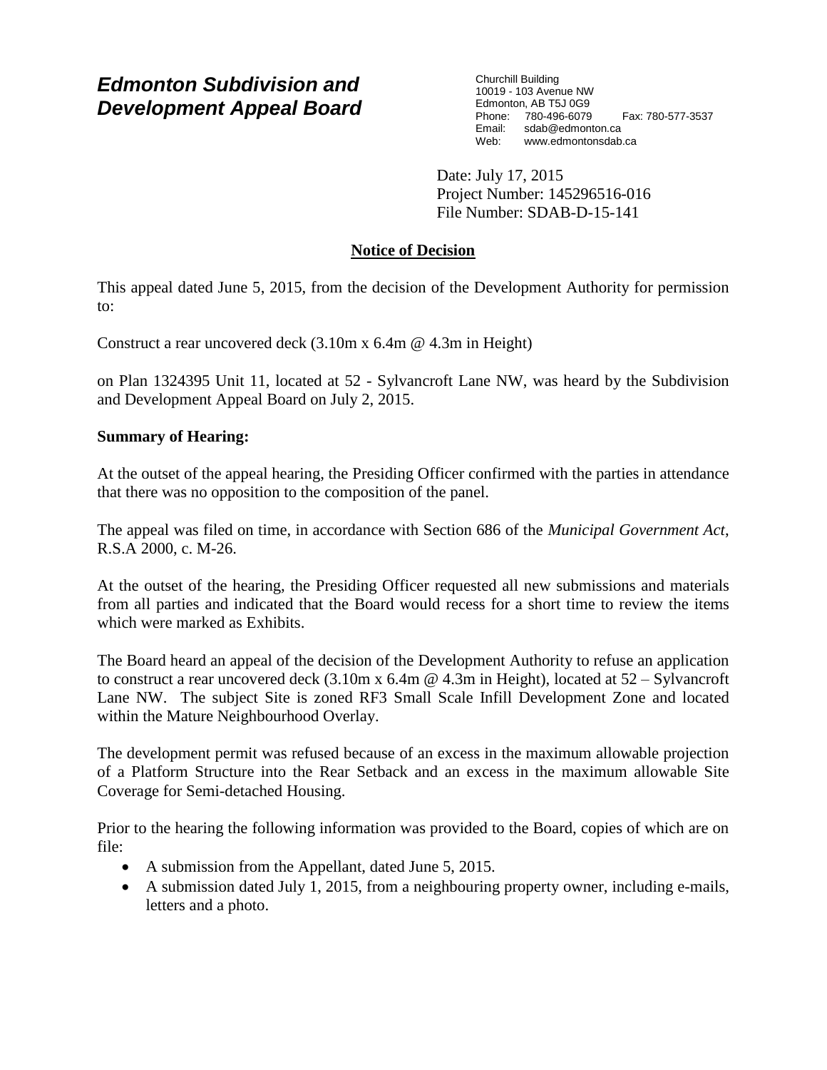# *Edmonton Subdivision and Development Appeal Board*

Churchill Building
10019 - 103 Avenue NW
Edmonton, AB T5J 0G9
Phone: 780-496-6079 Fax: 780-577-3537
Email: sdab@edmonton.ca
Web: www.edmontonsdab.ca

Date: July 17, 2015
Project Number: 145296516-016
File Number: SDAB-D-15-141

## Notice of Decision

This appeal dated June 5, 2015, from the decision of the Development Authority for permission to:

Construct a rear uncovered deck (3.10m x 6.4m @ 4.3m in Height)

on Plan 1324395 Unit 11, located at 52 - Sylvancroft Lane NW, was heard by the Subdivision and Development Appeal Board on July 2, 2015.

**Summary of Hearing:**

At the outset of the appeal hearing, the Presiding Officer confirmed with the parties in attendance that there was no opposition to the composition of the panel.

The appeal was filed on time, in accordance with Section 686 of the *Municipal Government Act*, R.S.A 2000, c. M-26.

At the outset of the hearing, the Presiding Officer requested all new submissions and materials from all parties and indicated that the Board would recess for a short time to review the items which were marked as Exhibits.

The Board heard an appeal of the decision of the Development Authority to refuse an application to construct a rear uncovered deck (3.10m x 6.4m @ 4.3m in Height), located at 52 – Sylvancroft Lane NW. The subject Site is zoned RF3 Small Scale Infill Development Zone and located within the Mature Neighbourhood Overlay.

The development permit was refused because of an excess in the maximum allowable projection of a Platform Structure into the Rear Setback and an excess in the maximum allowable Site Coverage for Semi-detached Housing.

Prior to the hearing the following information was provided to the Board, copies of which are on file:

- A submission from the Appellant, dated June 5, 2015.
- A submission dated July 1, 2015, from a neighbouring property owner, including e-mails, letters and a photo.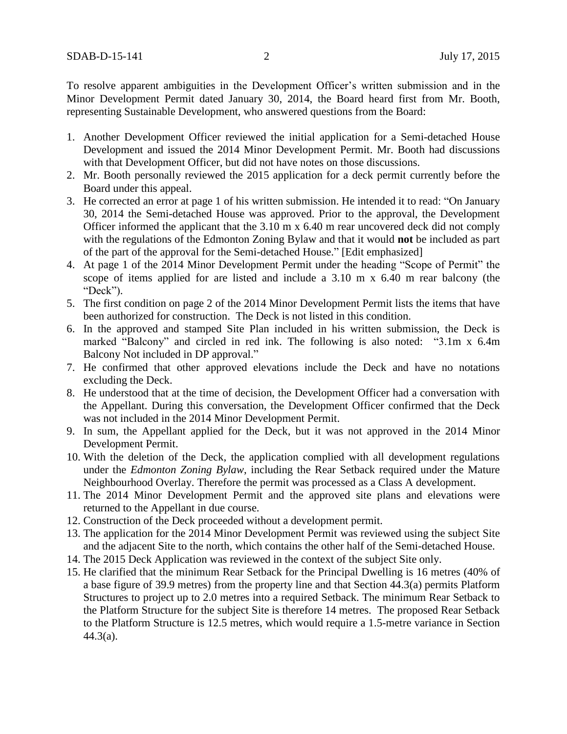To resolve apparent ambiguities in the Development Officer's written submission and in the Minor Development Permit dated January 30, 2014, the Board heard first from Mr. Booth, representing Sustainable Development, who answered questions from the Board:

1. Another Development Officer reviewed the initial application for a Semi-detached House Development and issued the 2014 Minor Development Permit. Mr. Booth had discussions with that Development Officer, but did not have notes on those discussions.
2. Mr. Booth personally reviewed the 2015 application for a deck permit currently before the Board under this appeal.
3. He corrected an error at page 1 of his written submission. He intended it to read: "On January 30, 2014 the Semi-detached House was approved. Prior to the approval, the Development Officer informed the applicant that the 3.10 m x 6.40 m rear uncovered deck did not comply with the regulations of the Edmonton Zoning Bylaw and that it would **not** be included as part of the part of the approval for the Semi-detached House." [Edit emphasized]
4. At page 1 of the 2014 Minor Development Permit under the heading "Scope of Permit" the scope of items applied for are listed and include a 3.10 m x 6.40 m rear balcony (the "Deck").
5. The first condition on page 2 of the 2014 Minor Development Permit lists the items that have been authorized for construction. The Deck is not listed in this condition.
6. In the approved and stamped Site Plan included in his written submission, the Deck is marked "Balcony" and circled in red ink. The following is also noted: "3.1m x 6.4m Balcony Not included in DP approval."
7. He confirmed that other approved elevations include the Deck and have no notations excluding the Deck.
8. He understood that at the time of decision, the Development Officer had a conversation with the Appellant. During this conversation, the Development Officer confirmed that the Deck was not included in the 2014 Minor Development Permit.
9. In sum, the Appellant applied for the Deck, but it was not approved in the 2014 Minor Development Permit.
10. With the deletion of the Deck, the application complied with all development regulations under the *Edmonton Zoning Bylaw*, including the Rear Setback required under the Mature Neighbourhood Overlay. Therefore the permit was processed as a Class A development.
11. The 2014 Minor Development Permit and the approved site plans and elevations were returned to the Appellant in due course.
12. Construction of the Deck proceeded without a development permit.
13. The application for the 2014 Minor Development Permit was reviewed using the subject Site and the adjacent Site to the north, which contains the other half of the Semi-detached House.
14. The 2015 Deck Application was reviewed in the context of the subject Site only.
15. He clarified that the minimum Rear Setback for the Principal Dwelling is 16 metres (40% of a base figure of 39.9 metres) from the property line and that Section 44.3(a) permits Platform Structures to project up to 2.0 metres into a required Setback. The minimum Rear Setback to the Platform Structure for the subject Site is therefore 14 metres. The proposed Rear Setback to the Platform Structure is 12.5 metres, which would require a 1.5-metre variance in Section 44.3(a).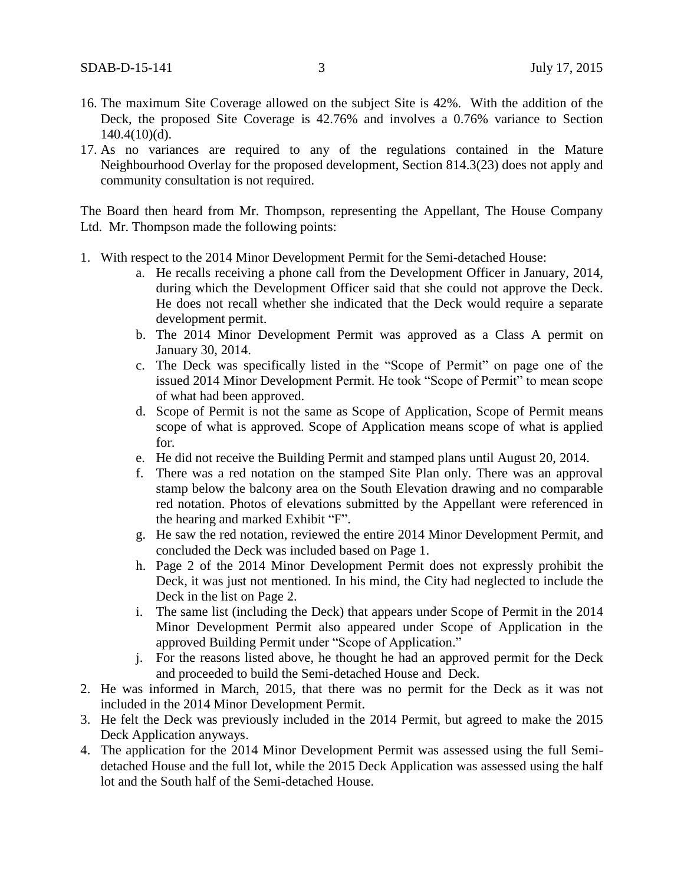16. The maximum Site Coverage allowed on the subject Site is 42%. With the addition of the Deck, the proposed Site Coverage is 42.76% and involves a 0.76% variance to Section 140.4(10)(d).
17. As no variances are required to any of the regulations contained in the Mature Neighbourhood Overlay for the proposed development, Section 814.3(23) does not apply and community consultation is not required.

The Board then heard from Mr. Thompson, representing the Appellant, The House Company Ltd. Mr. Thompson made the following points:

1. With respect to the 2014 Minor Development Permit for the Semi-detached House:
    a. He recalls receiving a phone call from the Development Officer in January, 2014, during which the Development Officer said that she could not approve the Deck. He does not recall whether she indicated that the Deck would require a separate development permit.
    b. The 2014 Minor Development Permit was approved as a Class A permit on January 30, 2014.
    c. The Deck was specifically listed in the "Scope of Permit" on page one of the issued 2014 Minor Development Permit. He took "Scope of Permit" to mean scope of what had been approved.
    d. Scope of Permit is not the same as Scope of Application, Scope of Permit means scope of what is approved. Scope of Application means scope of what is applied for.
    e. He did not receive the Building Permit and stamped plans until August 20, 2014.
    f. There was a red notation on the stamped Site Plan only. There was an approval stamp below the balcony area on the South Elevation drawing and no comparable red notation. Photos of elevations submitted by the Appellant were referenced in the hearing and marked Exhibit "F".
    g. He saw the red notation, reviewed the entire 2014 Minor Development Permit, and concluded the Deck was included based on Page 1.
    h. Page 2 of the 2014 Minor Development Permit does not expressly prohibit the Deck, it was just not mentioned. In his mind, the City had neglected to include the Deck in the list on Page 2.
    i. The same list (including the Deck) that appears under Scope of Permit in the 2014 Minor Development Permit also appeared under Scope of Application in the approved Building Permit under "Scope of Application."
    j. For the reasons listed above, he thought he had an approved permit for the Deck and proceeded to build the Semi-detached House and Deck.
2. He was informed in March, 2015, that there was no permit for the Deck as it was not included in the 2014 Minor Development Permit.
3. He felt the Deck was previously included in the 2014 Permit, but agreed to make the 2015 Deck Application anyways.
4. The application for the 2014 Minor Development Permit was assessed using the full Semi-detached House and the full lot, while the 2015 Deck Application was assessed using the half lot and the South half of the Semi-detached House.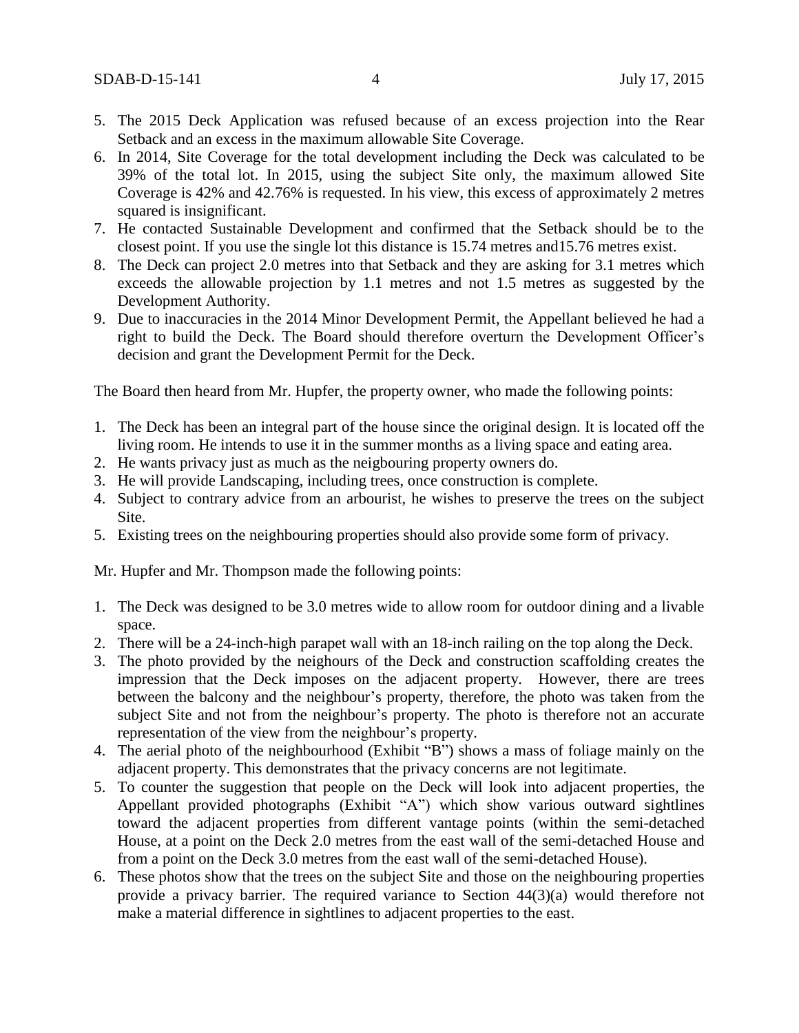5. The 2015 Deck Application was refused because of an excess projection into the Rear Setback and an excess in the maximum allowable Site Coverage.
6. In 2014, Site Coverage for the total development including the Deck was calculated to be 39% of the total lot. In 2015, using the subject Site only, the maximum allowed Site Coverage is 42% and 42.76% is requested. In his view, this excess of approximately 2 metres squared is insignificant.
7. He contacted Sustainable Development and confirmed that the Setback should be to the closest point. If you use the single lot this distance is 15.74 metres and15.76 metres exist.
8. The Deck can project 2.0 metres into that Setback and they are asking for 3.1 metres which exceeds the allowable projection by 1.1 metres and not 1.5 metres as suggested by the Development Authority.
9. Due to inaccuracies in the 2014 Minor Development Permit, the Appellant believed he had a right to build the Deck. The Board should therefore overturn the Development Officer's decision and grant the Development Permit for the Deck.

The Board then heard from Mr. Hupfer, the property owner, who made the following points:

1. The Deck has been an integral part of the house since the original design. It is located off the living room. He intends to use it in the summer months as a living space and eating area.
2. He wants privacy just as much as the neigbouring property owners do.
3. He will provide Landscaping, including trees, once construction is complete.
4. Subject to contrary advice from an arbourist, he wishes to preserve the trees on the subject Site.
5. Existing trees on the neighbouring properties should also provide some form of privacy.

Mr. Hupfer and Mr. Thompson made the following points:

1. The Deck was designed to be 3.0 metres wide to allow room for outdoor dining and a livable space.
2. There will be a 24-inch-high parapet wall with an 18-inch railing on the top along the Deck.
3. The photo provided by the neighours of the Deck and construction scaffolding creates the impression that the Deck imposes on the adjacent property. However, there are trees between the balcony and the neighbour's property, therefore, the photo was taken from the subject Site and not from the neighbour's property. The photo is therefore not an accurate representation of the view from the neighbour's property.
4. The aerial photo of the neighbourhood (Exhibit "B") shows a mass of foliage mainly on the adjacent property. This demonstrates that the privacy concerns are not legitimate.
5. To counter the suggestion that people on the Deck will look into adjacent properties, the Appellant provided photographs (Exhibit "A") which show various outward sightlines toward the adjacent properties from different vantage points (within the semi-detached House, at a point on the Deck 2.0 metres from the east wall of the semi-detached House and from a point on the Deck 3.0 metres from the east wall of the semi-detached House).
6. These photos show that the trees on the subject Site and those on the neighbouring properties provide a privacy barrier. The required variance to Section 44(3)(a) would therefore not make a material difference in sightlines to adjacent properties to the east.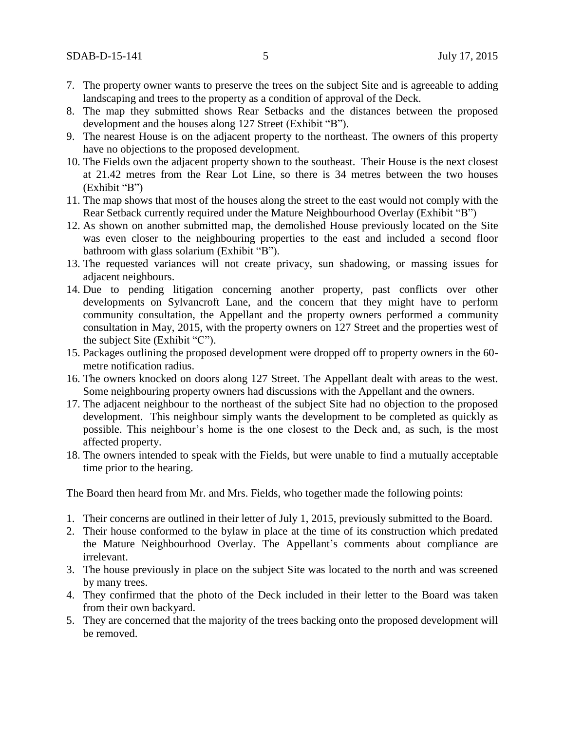7. The property owner wants to preserve the trees on the subject Site and is agreeable to adding landscaping and trees to the property as a condition of approval of the Deck.
8. The map they submitted shows Rear Setbacks and the distances between the proposed development and the houses along 127 Street (Exhibit "B").
9. The nearest House is on the adjacent property to the northeast. The owners of this property have no objections to the proposed development.
10. The Fields own the adjacent property shown to the southeast. Their House is the next closest at 21.42 metres from the Rear Lot Line, so there is 34 metres between the two houses (Exhibit "B")
11. The map shows that most of the houses along the street to the east would not comply with the Rear Setback currently required under the Mature Neighbourhood Overlay (Exhibit "B")
12. As shown on another submitted map, the demolished House previously located on the Site was even closer to the neighbouring properties to the east and included a second floor bathroom with glass solarium (Exhibit "B").
13. The requested variances will not create privacy, sun shadowing, or massing issues for adjacent neighbours.
14. Due to pending litigation concerning another property, past conflicts over other developments on Sylvancroft Lane, and the concern that they might have to perform community consultation, the Appellant and the property owners performed a community consultation in May, 2015, with the property owners on 127 Street and the properties west of the subject Site (Exhibit "C").
15. Packages outlining the proposed development were dropped off to property owners in the 60-metre notification radius.
16. The owners knocked on doors along 127 Street. The Appellant dealt with areas to the west. Some neighbouring property owners had discussions with the Appellant and the owners.
17. The adjacent neighbour to the northeast of the subject Site had no objection to the proposed development. This neighbour simply wants the development to be completed as quickly as possible. This neighbour's home is the one closest to the Deck and, as such, is the most affected property.
18. The owners intended to speak with the Fields, but were unable to find a mutually acceptable time prior to the hearing.

The Board then heard from Mr. and Mrs. Fields, who together made the following points:

1. Their concerns are outlined in their letter of July 1, 2015, previously submitted to the Board.
2. Their house conformed to the bylaw in place at the time of its construction which predated the Mature Neighbourhood Overlay. The Appellant's comments about compliance are irrelevant.
3. The house previously in place on the subject Site was located to the north and was screened by many trees.
4. They confirmed that the photo of the Deck included in their letter to the Board was taken from their own backyard.
5. They are concerned that the majority of the trees backing onto the proposed development will be removed.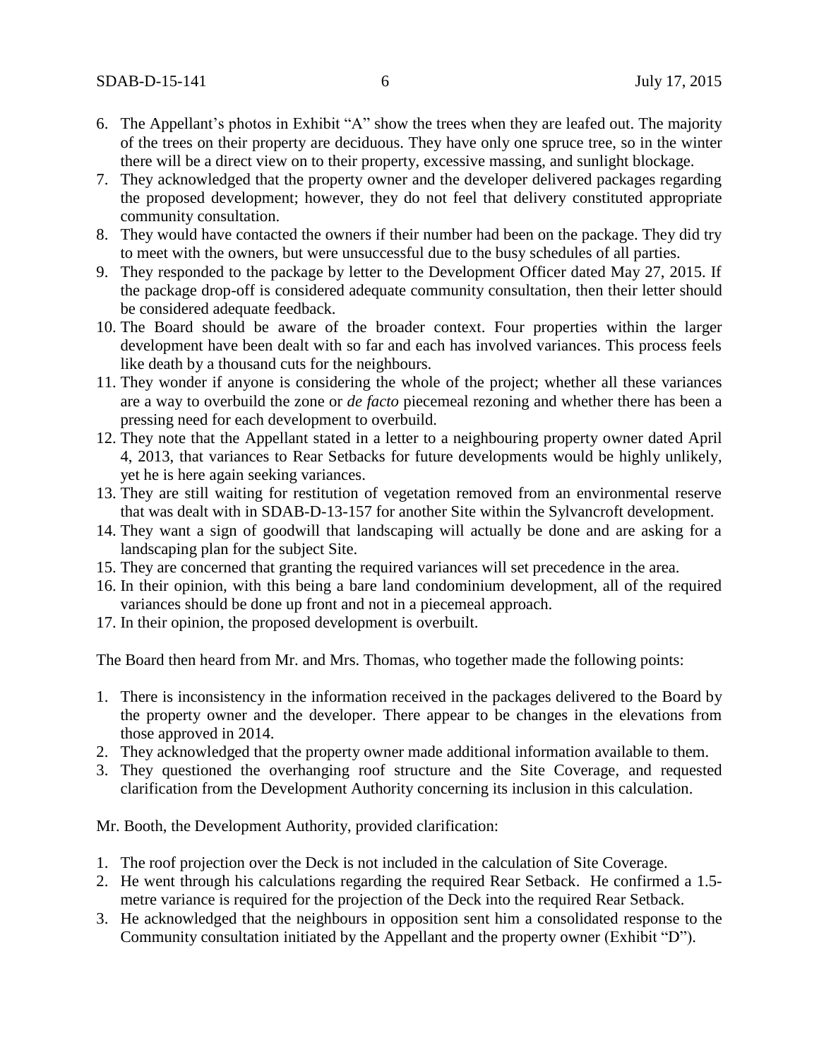6. The Appellant's photos in Exhibit "A" show the trees when they are leafed out. The majority of the trees on their property are deciduous. They have only one spruce tree, so in the winter there will be a direct view on to their property, excessive massing, and sunlight blockage.
7. They acknowledged that the property owner and the developer delivered packages regarding the proposed development; however, they do not feel that delivery constituted appropriate community consultation.
8. They would have contacted the owners if their number had been on the package. They did try to meet with the owners, but were unsuccessful due to the busy schedules of all parties.
9. They responded to the package by letter to the Development Officer dated May 27, 2015. If the package drop-off is considered adequate community consultation, then their letter should be considered adequate feedback.
10. The Board should be aware of the broader context. Four properties within the larger development have been dealt with so far and each has involved variances. This process feels like death by a thousand cuts for the neighbours.
11. They wonder if anyone is considering the whole of the project; whether all these variances are a way to overbuild the zone or *de facto* piecemeal rezoning and whether there has been a pressing need for each development to overbuild.
12. They note that the Appellant stated in a letter to a neighbouring property owner dated April 4, 2013, that variances to Rear Setbacks for future developments would be highly unlikely, yet he is here again seeking variances.
13. They are still waiting for restitution of vegetation removed from an environmental reserve that was dealt with in SDAB-D-13-157 for another Site within the Sylvancroft development.
14. They want a sign of goodwill that landscaping will actually be done and are asking for a landscaping plan for the subject Site.
15. They are concerned that granting the required variances will set precedence in the area.
16. In their opinion, with this being a bare land condominium development, all of the required variances should be done up front and not in a piecemeal approach.
17. In their opinion, the proposed development is overbuilt.

The Board then heard from Mr. and Mrs. Thomas, who together made the following points:

1. There is inconsistency in the information received in the packages delivered to the Board by the property owner and the developer. There appear to be changes in the elevations from those approved in 2014.
2. They acknowledged that the property owner made additional information available to them.
3. They questioned the overhanging roof structure and the Site Coverage, and requested clarification from the Development Authority concerning its inclusion in this calculation.

Mr. Booth, the Development Authority, provided clarification:

1. The roof projection over the Deck is not included in the calculation of Site Coverage.
2. He went through his calculations regarding the required Rear Setback. He confirmed a 1.5-metre variance is required for the projection of the Deck into the required Rear Setback.
3. He acknowledged that the neighbours in opposition sent him a consolidated response to the Community consultation initiated by the Appellant and the property owner (Exhibit "D").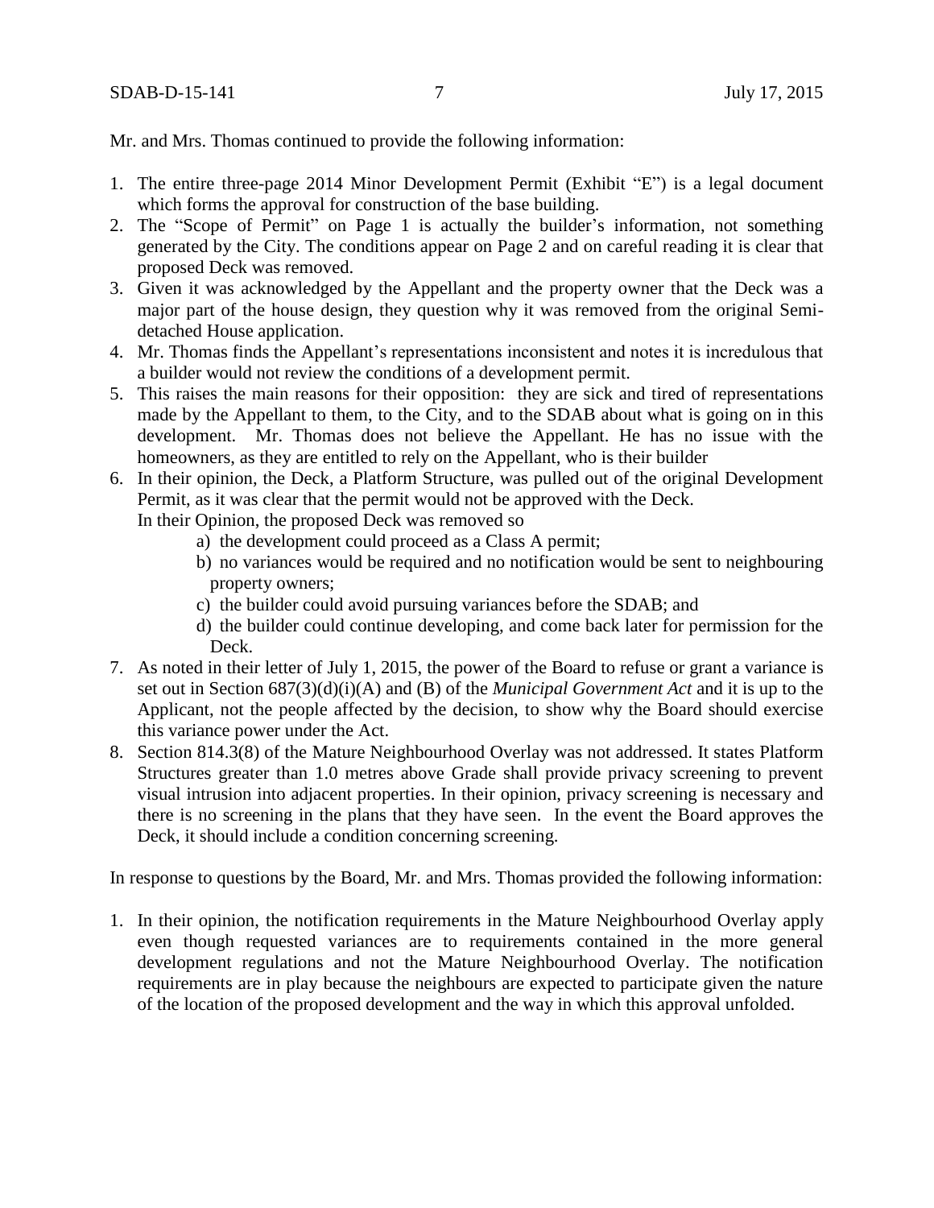Mr. and Mrs. Thomas continued to provide the following information:

1. The entire three-page 2014 Minor Development Permit (Exhibit "E") is a legal document which forms the approval for construction of the base building.
2. The "Scope of Permit" on Page 1 is actually the builder's information, not something generated by the City. The conditions appear on Page 2 and on careful reading it is clear that proposed Deck was removed.
3. Given it was acknowledged by the Appellant and the property owner that the Deck was a major part of the house design, they question why it was removed from the original Semi-detached House application.
4. Mr. Thomas finds the Appellant's representations inconsistent and notes it is incredulous that a builder would not review the conditions of a development permit.
5. This raises the main reasons for their opposition: they are sick and tired of representations made by the Appellant to them, to the City, and to the SDAB about what is going on in this development. Mr. Thomas does not believe the Appellant. He has no issue with the homeowners, as they are entitled to rely on the Appellant, who is their builder
6. In their opinion, the Deck, a Platform Structure, was pulled out of the original Development Permit, as it was clear that the permit would not be approved with the Deck.
   In their Opinion, the proposed Deck was removed so
   a) the development could proceed as a Class A permit;
   b) no variances would be required and no notification would be sent to neighbouring property owners;
   c) the builder could avoid pursuing variances before the SDAB; and
   d) the builder could continue developing, and come back later for permission for the Deck.
7. As noted in their letter of July 1, 2015, the power of the Board to refuse or grant a variance is set out in Section 687(3)(d)(i)(A) and (B) of the *Municipal Government Act* and it is up to the Applicant, not the people affected by the decision, to show why the Board should exercise this variance power under the Act.
8. Section 814.3(8) of the Mature Neighbourhood Overlay was not addressed. It states Platform Structures greater than 1.0 metres above Grade shall provide privacy screening to prevent visual intrusion into adjacent properties. In their opinion, privacy screening is necessary and there is no screening in the plans that they have seen. In the event the Board approves the Deck, it should include a condition concerning screening.

In response to questions by the Board, Mr. and Mrs. Thomas provided the following information:

1. In their opinion, the notification requirements in the Mature Neighbourhood Overlay apply even though requested variances are to requirements contained in the more general development regulations and not the Mature Neighbourhood Overlay. The notification requirements are in play because the neighbours are expected to participate given the nature of the location of the proposed development and the way in which this approval unfolded.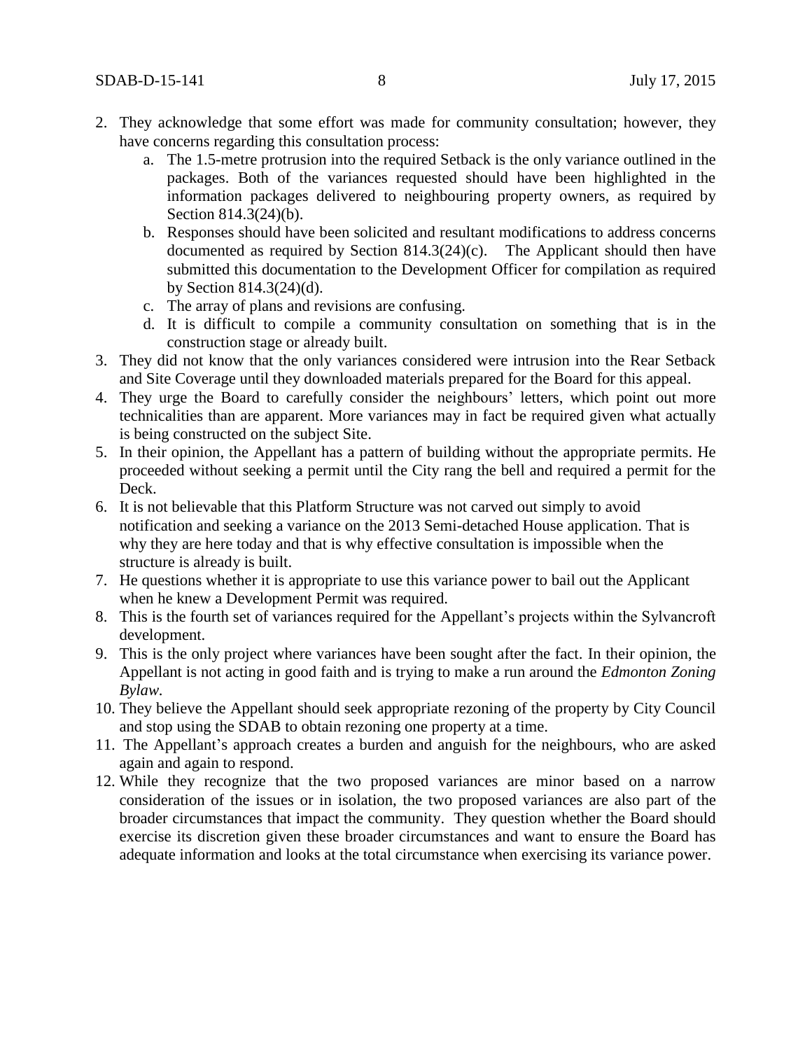2. They acknowledge that some effort was made for community consultation; however, they have concerns regarding this consultation process:
   a. The 1.5-metre protrusion into the required Setback is the only variance outlined in the packages. Both of the variances requested should have been highlighted in the information packages delivered to neighbouring property owners, as required by Section 814.3(24)(b).
   b. Responses should have been solicited and resultant modifications to address concerns documented as required by Section 814.3(24)(c). The Applicant should then have submitted this documentation to the Development Officer for compilation as required by Section 814.3(24)(d).
   c. The array of plans and revisions are confusing.
   d. It is difficult to compile a community consultation on something that is in the construction stage or already built.
3. They did not know that the only variances considered were intrusion into the Rear Setback and Site Coverage until they downloaded materials prepared for the Board for this appeal.
4. They urge the Board to carefully consider the neighbours' letters, which point out more technicalities than are apparent. More variances may in fact be required given what actually is being constructed on the subject Site.
5. In their opinion, the Appellant has a pattern of building without the appropriate permits. He proceeded without seeking a permit until the City rang the bell and required a permit for the Deck.
6. It is not believable that this Platform Structure was not carved out simply to avoid notification and seeking a variance on the 2013 Semi-detached House application. That is why they are here today and that is why effective consultation is impossible when the structure is already is built.
7. He questions whether it is appropriate to use this variance power to bail out the Applicant when he knew a Development Permit was required.
8. This is the fourth set of variances required for the Appellant's projects within the Sylvancroft development.
9. This is the only project where variances have been sought after the fact. In their opinion, the Appellant is not acting in good faith and is trying to make a run around the *Edmonton Zoning Bylaw*.
10. They believe the Appellant should seek appropriate rezoning of the property by City Council and stop using the SDAB to obtain rezoning one property at a time.
11. The Appellant's approach creates a burden and anguish for the neighbours, who are asked again and again to respond.
12. While they recognize that the two proposed variances are minor based on a narrow consideration of the issues or in isolation, the two proposed variances are also part of the broader circumstances that impact the community. They question whether the Board should exercise its discretion given these broader circumstances and want to ensure the Board has adequate information and looks at the total circumstance when exercising its variance power.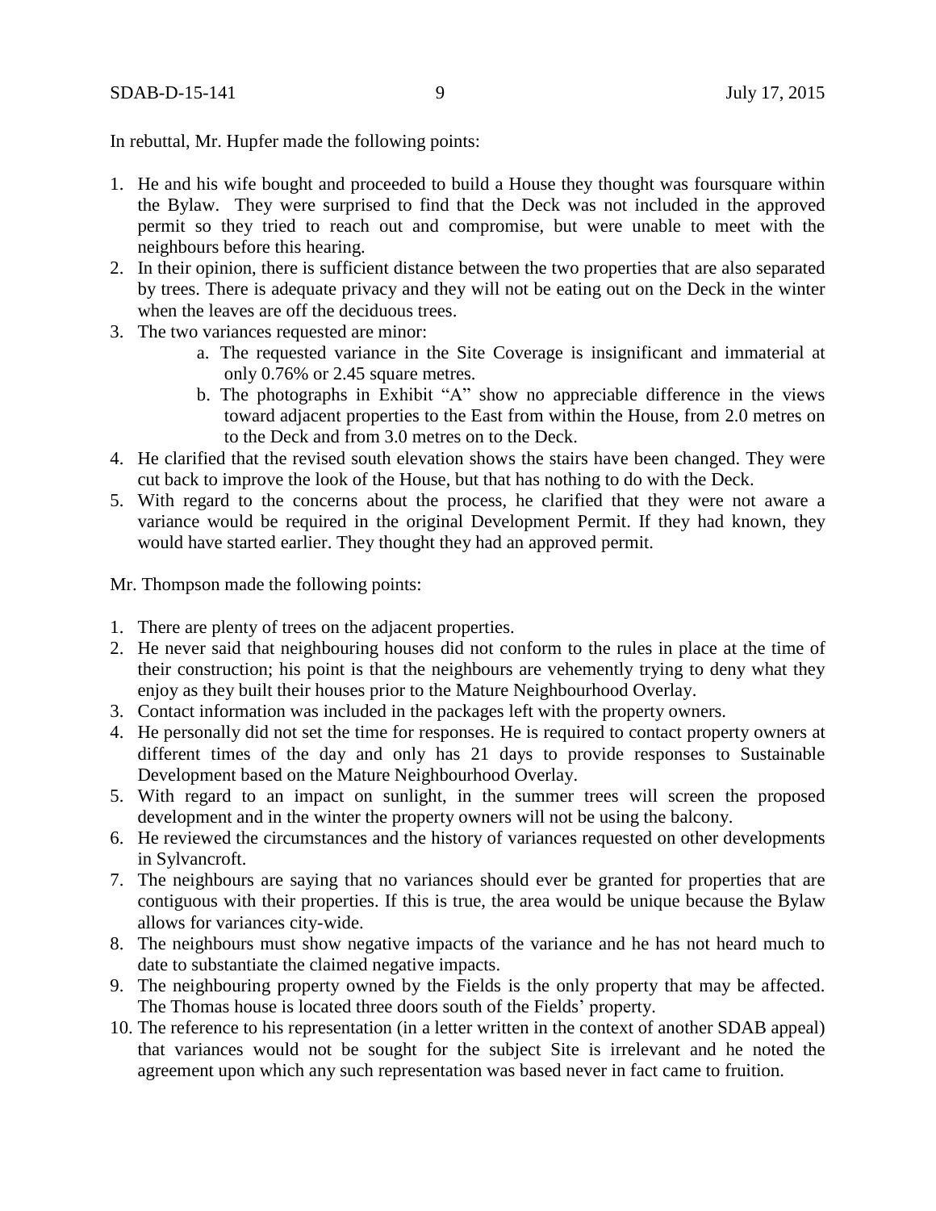In rebuttal, Mr. Hupfer made the following points:

1. He and his wife bought and proceeded to build a House they thought was foursquare within the Bylaw. They were surprised to find that the Deck was not included in the approved permit so they tried to reach out and compromise, but were unable to meet with the neighbours before this hearing.
2. In their opinion, there is sufficient distance between the two properties that are also separated by trees. There is adequate privacy and they will not be eating out on the Deck in the winter when the leaves are off the deciduous trees.
3. The two variances requested are minor:
   a. The requested variance in the Site Coverage is insignificant and immaterial at only 0.76% or 2.45 square metres.
   b. The photographs in Exhibit "A" show no appreciable difference in the views toward adjacent properties to the East from within the House, from 2.0 metres on to the Deck and from 3.0 metres on to the Deck.
4. He clarified that the revised south elevation shows the stairs have been changed. They were cut back to improve the look of the House, but that has nothing to do with the Deck.
5. With regard to the concerns about the process, he clarified that they were not aware a variance would be required in the original Development Permit. If they had known, they would have started earlier. They thought they had an approved permit.

Mr. Thompson made the following points:

1. There are plenty of trees on the adjacent properties.
2. He never said that neighbouring houses did not conform to the rules in place at the time of their construction; his point is that the neighbours are vehemently trying to deny what they enjoy as they built their houses prior to the Mature Neighbourhood Overlay.
3. Contact information was included in the packages left with the property owners.
4. He personally did not set the time for responses. He is required to contact property owners at different times of the day and only has 21 days to provide responses to Sustainable Development based on the Mature Neighbourhood Overlay.
5. With regard to an impact on sunlight, in the summer trees will screen the proposed development and in the winter the property owners will not be using the balcony.
6. He reviewed the circumstances and the history of variances requested on other developments in Sylvancroft.
7. The neighbours are saying that no variances should ever be granted for properties that are contiguous with their properties. If this is true, the area would be unique because the Bylaw allows for variances city-wide.
8. The neighbours must show negative impacts of the variance and he has not heard much to date to substantiate the claimed negative impacts.
9. The neighbouring property owned by the Fields is the only property that may be affected. The Thomas house is located three doors south of the Fields' property.
10. The reference to his representation (in a letter written in the context of another SDAB appeal) that variances would not be sought for the subject Site is irrelevant and he noted the agreement upon which any such representation was based never in fact came to fruition.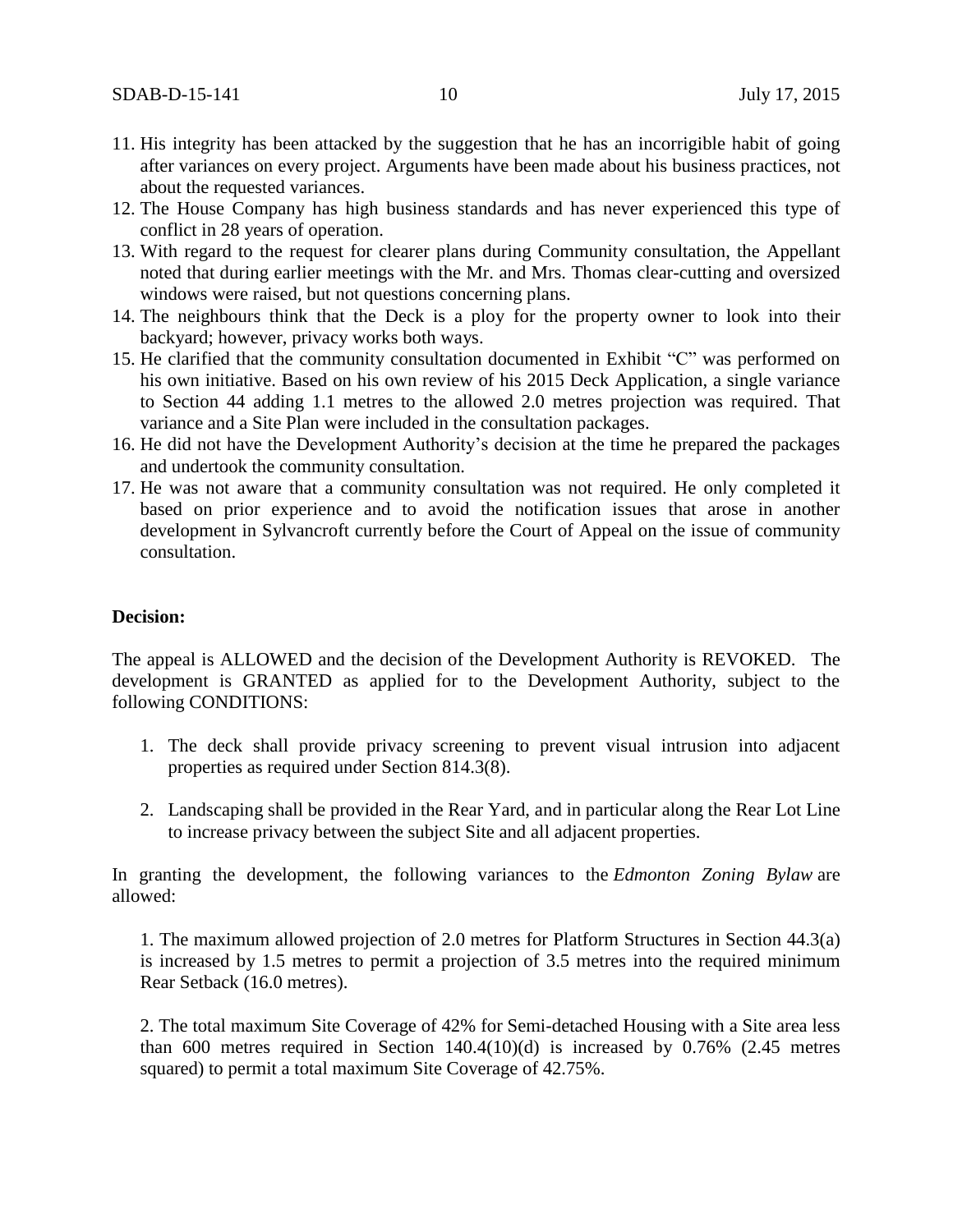11. His integrity has been attacked by the suggestion that he has an incorrigible habit of going after variances on every project. Arguments have been made about his business practices, not about the requested variances.
12. The House Company has high business standards and has never experienced this type of conflict in 28 years of operation.
13. With regard to the request for clearer plans during Community consultation, the Appellant noted that during earlier meetings with the Mr. and Mrs. Thomas clear-cutting and oversized windows were raised, but not questions concerning plans.
14. The neighbours think that the Deck is a ploy for the property owner to look into their backyard; however, privacy works both ways.
15. He clarified that the community consultation documented in Exhibit "C" was performed on his own initiative. Based on his own review of his 2015 Deck Application, a single variance to Section 44 adding 1.1 metres to the allowed 2.0 metres projection was required. That variance and a Site Plan were included in the consultation packages.
16. He did not have the Development Authority's decision at the time he prepared the packages and undertook the community consultation.
17. He was not aware that a community consultation was not required. He only completed it based on prior experience and to avoid the notification issues that arose in another development in Sylvancroft currently before the Court of Appeal on the issue of community consultation.

**Decision:**

The appeal is ALLOWED and the decision of the Development Authority is REVOKED. The development is GRANTED as applied for to the Development Authority, subject to the following CONDITIONS:

1. The deck shall provide privacy screening to prevent visual intrusion into adjacent properties as required under Section 814.3(8).

2. Landscaping shall be provided in the Rear Yard, and in particular along the Rear Lot Line to increase privacy between the subject Site and all adjacent properties.

In granting the development, the following variances to the *Edmonton Zoning Bylaw* are allowed:

1. The maximum allowed projection of 2.0 metres for Platform Structures in Section 44.3(a) is increased by 1.5 metres to permit a projection of 3.5 metres into the required minimum Rear Setback (16.0 metres).

2. The total maximum Site Coverage of 42% for Semi-detached Housing with a Site area less than 600 metres required in Section 140.4(10)(d) is increased by 0.76% (2.45 metres squared) to permit a total maximum Site Coverage of 42.75%.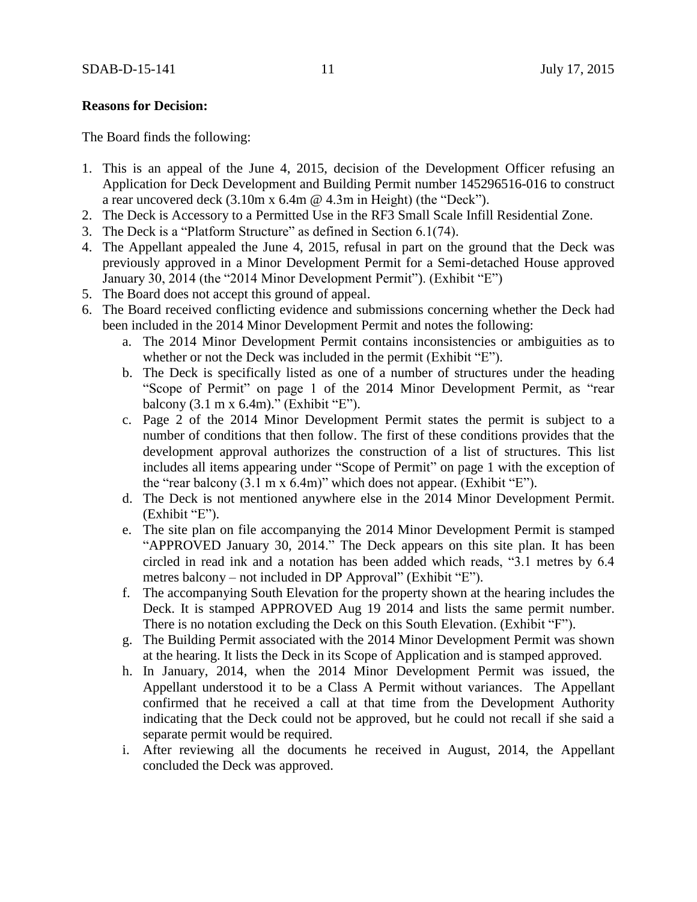**Reasons for Decision:**

The Board finds the following:

1. This is an appeal of the June 4, 2015, decision of the Development Officer refusing an Application for Deck Development and Building Permit number 145296516-016 to construct a rear uncovered deck (3.10m x 6.4m @ 4.3m in Height) (the "Deck").
2. The Deck is Accessory to a Permitted Use in the RF3 Small Scale Infill Residential Zone.
3. The Deck is a "Platform Structure" as defined in Section 6.1(74).
4. The Appellant appealed the June 4, 2015, refusal in part on the ground that the Deck was previously approved in a Minor Development Permit for a Semi-detached House approved January 30, 2014 (the "2014 Minor Development Permit"). (Exhibit "E")
5. The Board does not accept this ground of appeal.
6. The Board received conflicting evidence and submissions concerning whether the Deck had been included in the 2014 Minor Development Permit and notes the following:
    a. The 2014 Minor Development Permit contains inconsistencies or ambiguities as to whether or not the Deck was included in the permit (Exhibit "E").
    b. The Deck is specifically listed as one of a number of structures under the heading "Scope of Permit" on page 1 of the 2014 Minor Development Permit, as "rear balcony (3.1 m x 6.4m)." (Exhibit "E").
    c. Page 2 of the 2014 Minor Development Permit states the permit is subject to a number of conditions that then follow. The first of these conditions provides that the development approval authorizes the construction of a list of structures. This list includes all items appearing under "Scope of Permit" on page 1 with the exception of the "rear balcony (3.1 m x 6.4m)" which does not appear. (Exhibit "E").
    d. The Deck is not mentioned anywhere else in the 2014 Minor Development Permit. (Exhibit "E").
    e. The site plan on file accompanying the 2014 Minor Development Permit is stamped "APPROVED January 30, 2014." The Deck appears on this site plan. It has been circled in read ink and a notation has been added which reads, "3.1 metres by 6.4 metres balcony – not included in DP Approval" (Exhibit "E").
    f. The accompanying South Elevation for the property shown at the hearing includes the Deck. It is stamped APPROVED Aug 19 2014 and lists the same permit number. There is no notation excluding the Deck on this South Elevation. (Exhibit "F").
    g. The Building Permit associated with the 2014 Minor Development Permit was shown at the hearing. It lists the Deck in its Scope of Application and is stamped approved.
    h. In January, 2014, when the 2014 Minor Development Permit was issued, the Appellant understood it to be a Class A Permit without variances. The Appellant confirmed that he received a call at that time from the Development Authority indicating that the Deck could not be approved, but he could not recall if she said a separate permit would be required.
    i. After reviewing all the documents he received in August, 2014, the Appellant concluded the Deck was approved.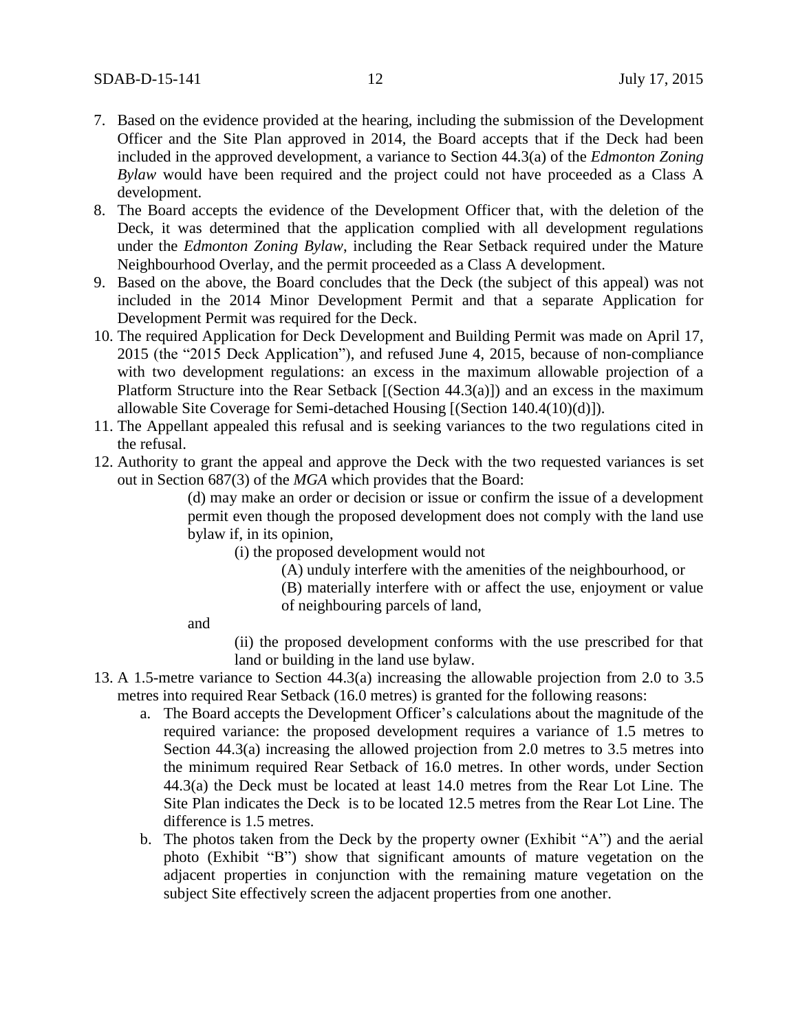7. Based on the evidence provided at the hearing, including the submission of the Development Officer and the Site Plan approved in 2014, the Board accepts that if the Deck had been included in the approved development, a variance to Section 44.3(a) of the *Edmonton Zoning Bylaw* would have been required and the project could not have proceeded as a Class A development.
8. The Board accepts the evidence of the Development Officer that, with the deletion of the Deck, it was determined that the application complied with all development regulations under the *Edmonton Zoning Bylaw*, including the Rear Setback required under the Mature Neighbourhood Overlay, and the permit proceeded as a Class A development.
9. Based on the above, the Board concludes that the Deck (the subject of this appeal) was not included in the 2014 Minor Development Permit and that a separate Application for Development Permit was required for the Deck.
10. The required Application for Deck Development and Building Permit was made on April 17, 2015 (the "2015 Deck Application"), and refused June 4, 2015, because of non-compliance with two development regulations: an excess in the maximum allowable projection of a Platform Structure into the Rear Setback [(Section 44.3(a)]) and an excess in the maximum allowable Site Coverage for Semi-detached Housing [(Section 140.4(10)(d)]).
11. The Appellant appealed this refusal and is seeking variances to the two regulations cited in the refusal.
12. Authority to grant the appeal and approve the Deck with the two requested variances is set out in Section 687(3) of the *MGA* which provides that the Board:

    > (d) may make an order or decision or issue or confirm the issue of a development permit even though the proposed development does not comply with the land use bylaw if, in its opinion,
    >
    > > (i) the proposed development would not
    > >
    > > > (A) unduly interfere with the amenities of the neighbourhood, or
    > > >
    > > > (B) materially interfere with or affect the use, enjoyment or value of neighbouring parcels of land,
    >
    > and
    >
    > > (ii) the proposed development conforms with the use prescribed for that land or building in the land use bylaw.

13. A 1.5-metre variance to Section 44.3(a) increasing the allowable projection from 2.0 to 3.5 metres into required Rear Setback (16.0 metres) is granted for the following reasons:
    a. The Board accepts the Development Officer's calculations about the magnitude of the required variance: the proposed development requires a variance of 1.5 metres to Section 44.3(a) increasing the allowed projection from 2.0 metres to 3.5 metres into the minimum required Rear Setback of 16.0 metres. In other words, under Section 44.3(a) the Deck must be located at least 14.0 metres from the Rear Lot Line. The Site Plan indicates the Deck is to be located 12.5 metres from the Rear Lot Line. The difference is 1.5 metres.
    b. The photos taken from the Deck by the property owner (Exhibit "A") and the aerial photo (Exhibit "B") show that significant amounts of mature vegetation on the adjacent properties in conjunction with the remaining mature vegetation on the subject Site effectively screen the adjacent properties from one another.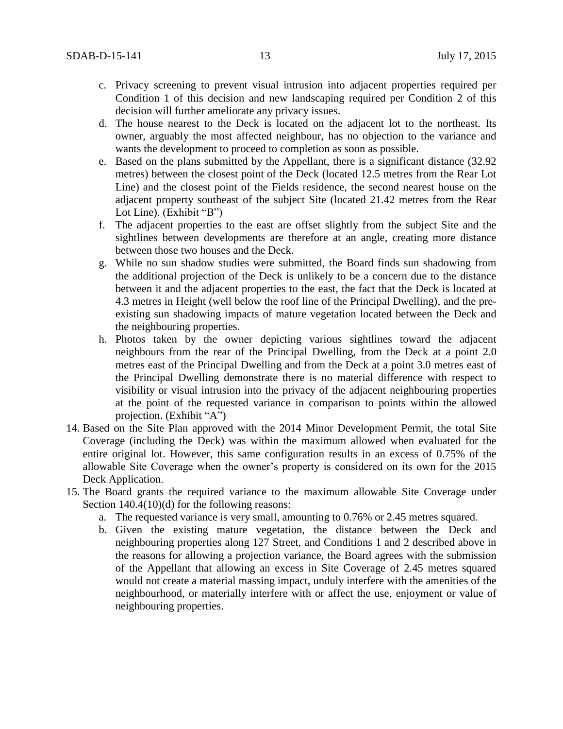c. Privacy screening to prevent visual intrusion into adjacent properties required per Condition 1 of this decision and new landscaping required per Condition 2 of this decision will further ameliorate any privacy issues.

d. The house nearest to the Deck is located on the adjacent lot to the northeast. Its owner, arguably the most affected neighbour, has no objection to the variance and wants the development to proceed to completion as soon as possible.

e. Based on the plans submitted by the Appellant, there is a significant distance (32.92 metres) between the closest point of the Deck (located 12.5 metres from the Rear Lot Line) and the closest point of the Fields residence, the second nearest house on the adjacent property southeast of the subject Site (located 21.42 metres from the Rear Lot Line). (Exhibit "B")

f. The adjacent properties to the east are offset slightly from the subject Site and the sightlines between developments are therefore at an angle, creating more distance between those two houses and the Deck.

g. While no sun shadow studies were submitted, the Board finds sun shadowing from the additional projection of the Deck is unlikely to be a concern due to the distance between it and the adjacent properties to the east, the fact that the Deck is located at 4.3 metres in Height (well below the roof line of the Principal Dwelling), and the pre-existing sun shadowing impacts of mature vegetation located between the Deck and the neighbouring properties.

h. Photos taken by the owner depicting various sightlines toward the adjacent neighbours from the rear of the Principal Dwelling, from the Deck at a point 2.0 metres east of the Principal Dwelling and from the Deck at a point 3.0 metres east of the Principal Dwelling demonstrate there is no material difference with respect to visibility or visual intrusion into the privacy of the adjacent neighbouring properties at the point of the requested variance in comparison to points within the allowed projection. (Exhibit "A")

14. Based on the Site Plan approved with the 2014 Minor Development Permit, the total Site Coverage (including the Deck) was within the maximum allowed when evaluated for the entire original lot. However, this same configuration results in an excess of 0.75% of the allowable Site Coverage when the owner's property is considered on its own for the 2015 Deck Application.

15. The Board grants the required variance to the maximum allowable Site Coverage under Section 140.4(10)(d) for the following reasons:

    a. The requested variance is very small, amounting to 0.76% or 2.45 metres squared.

    b. Given the existing mature vegetation, the distance between the Deck and neighbouring properties along 127 Street, and Conditions 1 and 2 described above in the reasons for allowing a projection variance, the Board agrees with the submission of the Appellant that allowing an excess in Site Coverage of 2.45 metres squared would not create a material massing impact, unduly interfere with the amenities of the neighbourhood, or materially interfere with or affect the use, enjoyment or value of neighbouring properties.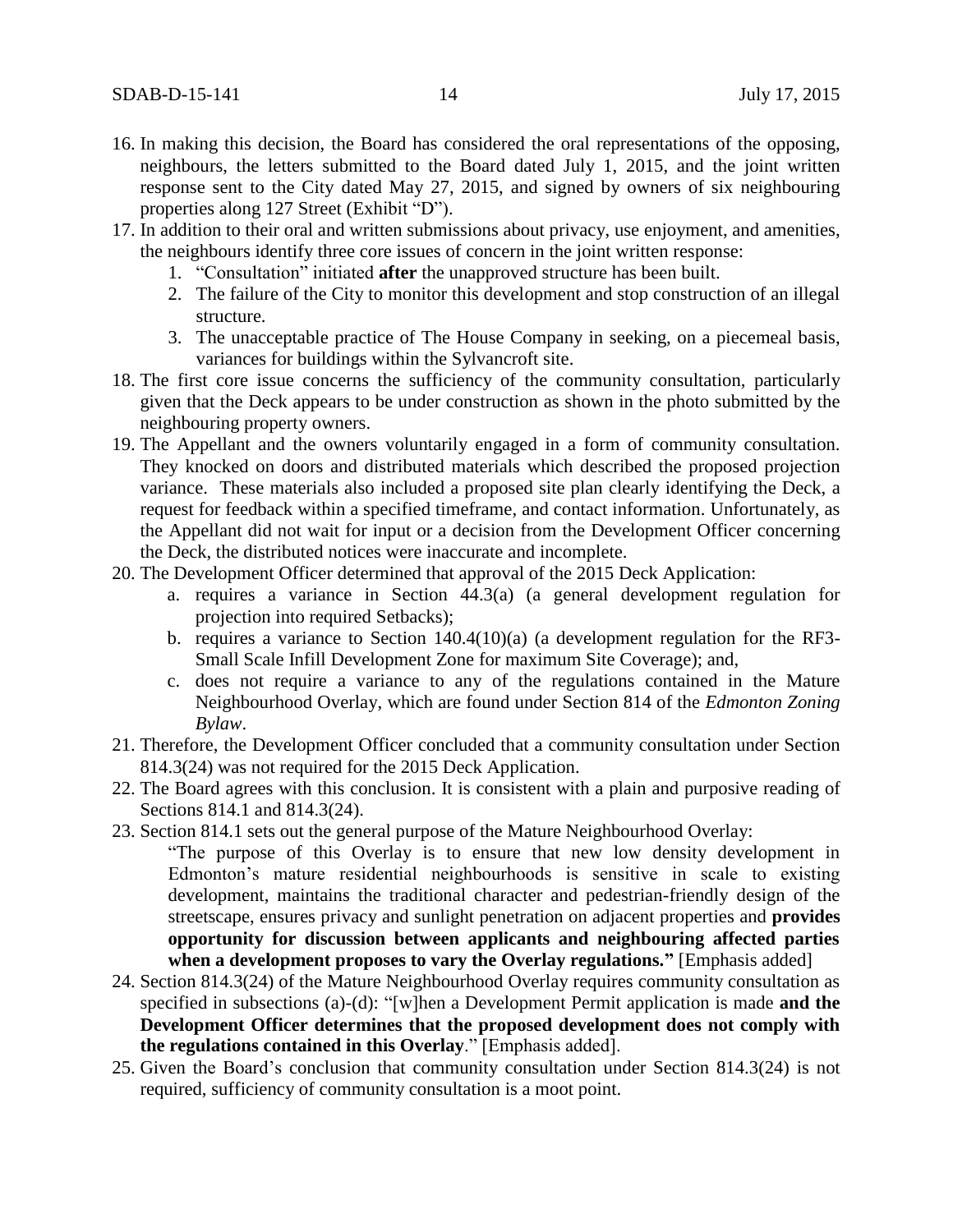16. In making this decision, the Board has considered the oral representations of the opposing, neighbours, the letters submitted to the Board dated July 1, 2015, and the joint written response sent to the City dated May 27, 2015, and signed by owners of six neighbouring properties along 127 Street (Exhibit "D").
17. In addition to their oral and written submissions about privacy, use enjoyment, and amenities, the neighbours identify three core issues of concern in the joint written response:
    1. "Consultation" initiated **after** the unapproved structure has been built.
    2. The failure of the City to monitor this development and stop construction of an illegal structure.
    3. The unacceptable practice of The House Company in seeking, on a piecemeal basis, variances for buildings within the Sylvancroft site.
18. The first core issue concerns the sufficiency of the community consultation, particularly given that the Deck appears to be under construction as shown in the photo submitted by the neighbouring property owners.
19. The Appellant and the owners voluntarily engaged in a form of community consultation. They knocked on doors and distributed materials which described the proposed projection variance. These materials also included a proposed site plan clearly identifying the Deck, a request for feedback within a specified timeframe, and contact information. Unfortunately, as the Appellant did not wait for input or a decision from the Development Officer concerning the Deck, the distributed notices were inaccurate and incomplete.
20. The Development Officer determined that approval of the 2015 Deck Application:
    a. requires a variance in Section 44.3(a) (a general development regulation for projection into required Setbacks);
    b. requires a variance to Section 140.4(10)(a) (a development regulation for the RF3-Small Scale Infill Development Zone for maximum Site Coverage); and,
    c. does not require a variance to any of the regulations contained in the Mature Neighbourhood Overlay, which are found under Section 814 of the *Edmonton Zoning Bylaw*.
21. Therefore, the Development Officer concluded that a community consultation under Section 814.3(24) was not required for the 2015 Deck Application.
22. The Board agrees with this conclusion. It is consistent with a plain and purposive reading of Sections 814.1 and 814.3(24).
23. Section 814.1 sets out the general purpose of the Mature Neighbourhood Overlay:

    "The purpose of this Overlay is to ensure that new low density development in Edmonton's mature residential neighbourhoods is sensitive in scale to existing development, maintains the traditional character and pedestrian-friendly design of the streetscape, ensures privacy and sunlight penetration on adjacent properties and **provides opportunity for discussion between applicants and neighbouring affected parties when a development proposes to vary the Overlay regulations."** [Emphasis added]
24. Section 814.3(24) of the Mature Neighbourhood Overlay requires community consultation as specified in subsections (a)-(d): "[w]hen a Development Permit application is made **and the Development Officer determines that the proposed development does not comply with the regulations contained in this Overlay**." [Emphasis added].
25. Given the Board's conclusion that community consultation under Section 814.3(24) is not required, sufficiency of community consultation is a moot point.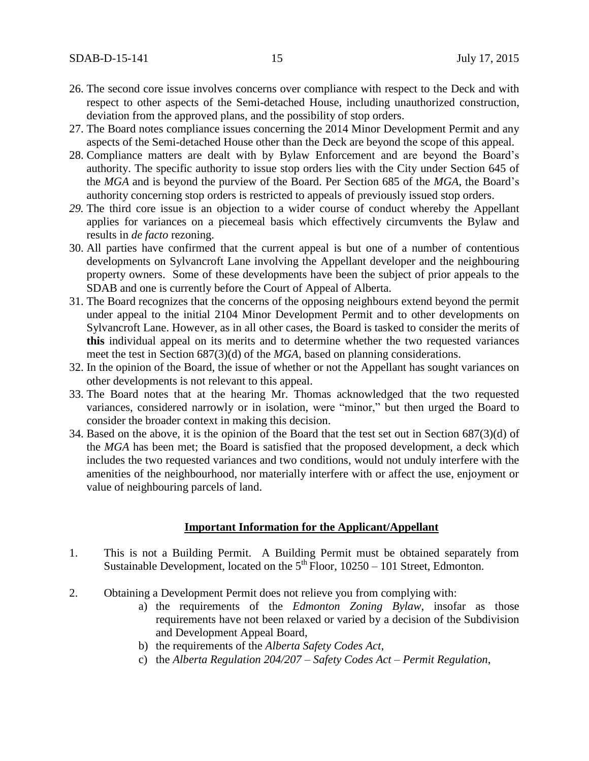26. The second core issue involves concerns over compliance with respect to the Deck and with respect to other aspects of the Semi-detached House, including unauthorized construction, deviation from the approved plans, and the possibility of stop orders.
27. The Board notes compliance issues concerning the 2014 Minor Development Permit and any aspects of the Semi-detached House other than the Deck are beyond the scope of this appeal.
28. Compliance matters are dealt with by Bylaw Enforcement and are beyond the Board's authority. The specific authority to issue stop orders lies with the City under Section 645 of the *MGA* and is beyond the purview of the Board. Per Section 685 of the *MGA*, the Board's authority concerning stop orders is restricted to appeals of previously issued stop orders.
29. The third core issue is an objection to a wider course of conduct whereby the Appellant applies for variances on a piecemeal basis which effectively circumvents the Bylaw and results in *de facto* rezoning.
30. All parties have confirmed that the current appeal is but one of a number of contentious developments on Sylvancroft Lane involving the Appellant developer and the neighbouring property owners. Some of these developments have been the subject of prior appeals to the SDAB and one is currently before the Court of Appeal of Alberta.
31. The Board recognizes that the concerns of the opposing neighbours extend beyond the permit under appeal to the initial 2104 Minor Development Permit and to other developments on Sylvancroft Lane. However, as in all other cases, the Board is tasked to consider the merits of **this** individual appeal on its merits and to determine whether the two requested variances meet the test in Section 687(3)(d) of the *MGA*, based on planning considerations.
32. In the opinion of the Board, the issue of whether or not the Appellant has sought variances on other developments is not relevant to this appeal.
33. The Board notes that at the hearing Mr. Thomas acknowledged that the two requested variances, considered narrowly or in isolation, were "minor," but then urged the Board to consider the broader context in making this decision.
34. Based on the above, it is the opinion of the Board that the test set out in Section 687(3)(d) of the *MGA* has been met; the Board is satisfied that the proposed development, a deck which includes the two requested variances and two conditions, would not unduly interfere with the amenities of the neighbourhood, nor materially interfere with or affect the use, enjoyment or value of neighbouring parcels of land.

**Important Information for the Applicant/Appellant**

1. This is not a Building Permit. A Building Permit must be obtained separately from Sustainable Development, located on the 5th Floor, 10250 – 101 Street, Edmonton.

2. Obtaining a Development Permit does not relieve you from complying with:
   a) the requirements of the *Edmonton Zoning Bylaw*, insofar as those requirements have not been relaxed or varied by a decision of the Subdivision and Development Appeal Board,
   b) the requirements of the *Alberta Safety Codes Act*,
   c) the *Alberta Regulation 204/207 – Safety Codes Act – Permit Regulation*,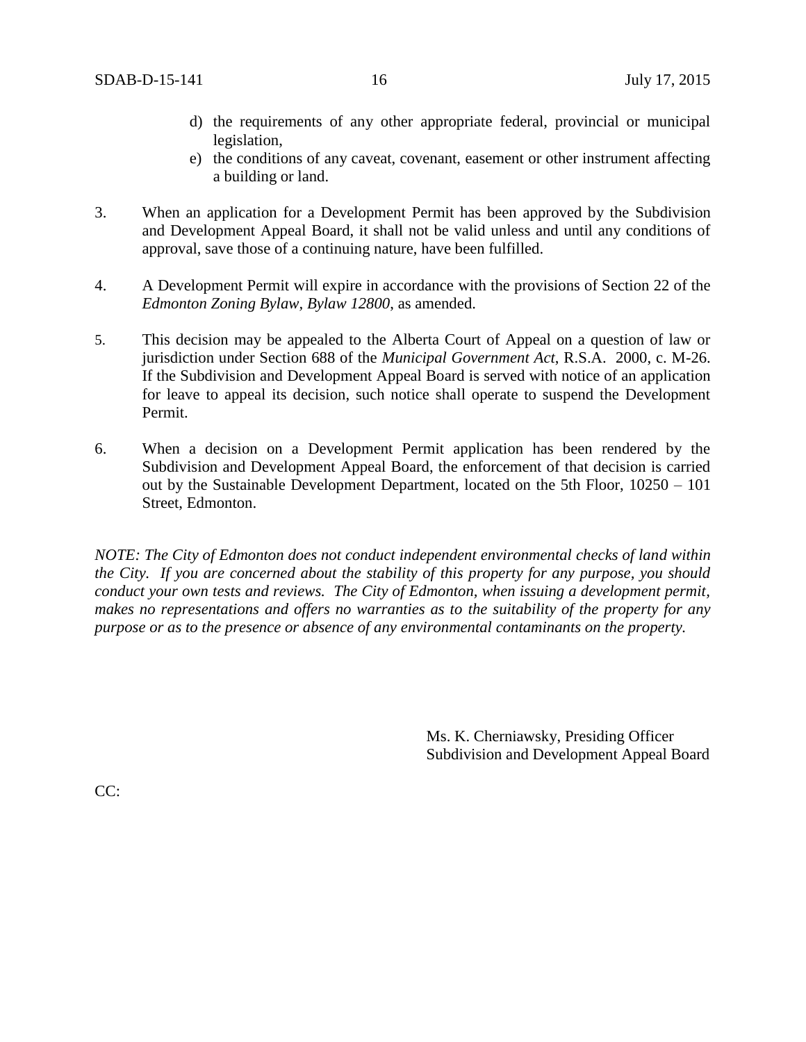d) the requirements of any other appropriate federal, provincial or municipal legislation,
e) the conditions of any caveat, covenant, easement or other instrument affecting a building or land.

3. When an application for a Development Permit has been approved by the Subdivision and Development Appeal Board, it shall not be valid unless and until any conditions of approval, save those of a continuing nature, have been fulfilled.

4. A Development Permit will expire in accordance with the provisions of Section 22 of the *Edmonton Zoning Bylaw, Bylaw 12800*, as amended.

5. This decision may be appealed to the Alberta Court of Appeal on a question of law or jurisdiction under Section 688 of the *Municipal Government Act*, R.S.A. 2000, c. M-26. If the Subdivision and Development Appeal Board is served with notice of an application for leave to appeal its decision, such notice shall operate to suspend the Development Permit.

6. When a decision on a Development Permit application has been rendered by the Subdivision and Development Appeal Board, the enforcement of that decision is carried out by the Sustainable Development Department, located on the 5th Floor, 10250 – 101 Street, Edmonton.

*NOTE: The City of Edmonton does not conduct independent environmental checks of land within the City. If you are concerned about the stability of this property for any purpose, you should conduct your own tests and reviews. The City of Edmonton, when issuing a development permit, makes no representations and offers no warranties as to the suitability of the property for any purpose or as to the presence or absence of any environmental contaminants on the property.*

Ms. K. Cherniawsky, Presiding Officer
Subdivision and Development Appeal Board

CC: